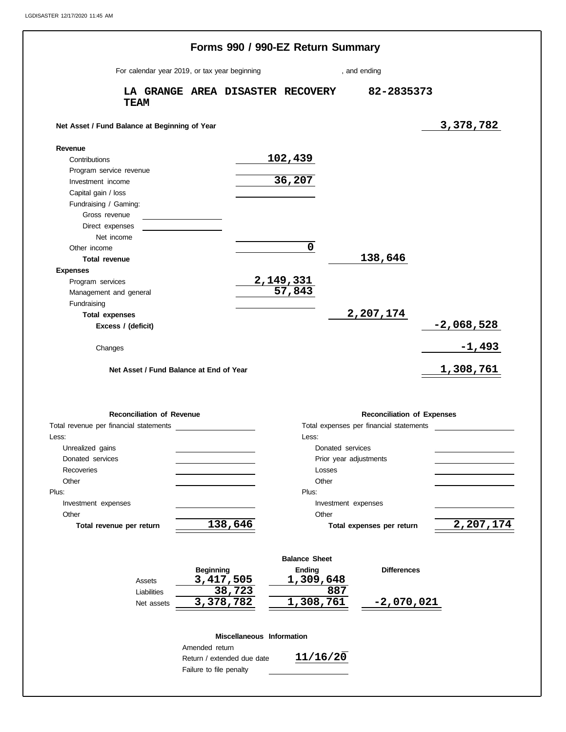# Forms 990 / 990-EZ Return Summary

For calendar year 2019, or tax year beginning , and ending

**LA GRANGE AREA DISASTER RECOVERY TEAM** **82-2835373**

| | | | |
|---|---|---|---|
| **Net Asset / Fund Balance at Beginning of Year** | | | 3,378,782 |
| **Revenue** | | | |
| Contributions | 102,439 | | |
| Program service revenue | | | |
| Investment income | 36,207 | | |
| Capital gain / loss | | | |
| Fundraising / Gaming: | | | |
| Gross revenue | | | |
| Direct expenses | | | |
| Net income | | | |
| Other income | 0 | | |
| **Total revenue** | | 138,646 | |
| **Expenses** | | | |
| Program services | 2,149,331 | | |
| Management and general | 57,843 | | |
| Fundraising | | | |
| **Total expenses** | | 2,207,174 | |
| **Excess / (deficit)** | | | -2,068,528 |
| Changes | | | -1,493 |
| **Net Asset / Fund Balance at End of Year** | | | 1,308,761 |

| **Reconciliation of Revenue** | | **Reconciliation of Expenses** | |
|---|---|---|---|
| Total revenue per financial statements | | Total expenses per financial statements | |
| Less: | | Less: | |
| Unrealized gains | | Donated services | |
| Donated services | | Prior year adjustments | |
| Recoveries | | Losses | |
| Other | | Other | |
| Plus: | | Plus: | |
| Investment expenses | | Investment expenses | |
| Other | | Other | |
| **Total revenue per return** | 138,646 | **Total expenses per return** | 2,207,174 |

**Balance Sheet**

| | Beginning | Ending | Differences |
|---|---|---|---|
| Assets | 3,417,505 | 1,309,648 | |
| Liabilities | 38,723 | 887 | |
| Net assets | 3,378,782 | 1,308,761 | -2,070,021 |

**Miscellaneous Information**

| | |
|---|---|
| Amended return | |
| Return / extended due date | 11/16/20 |
| Failure to file penalty | |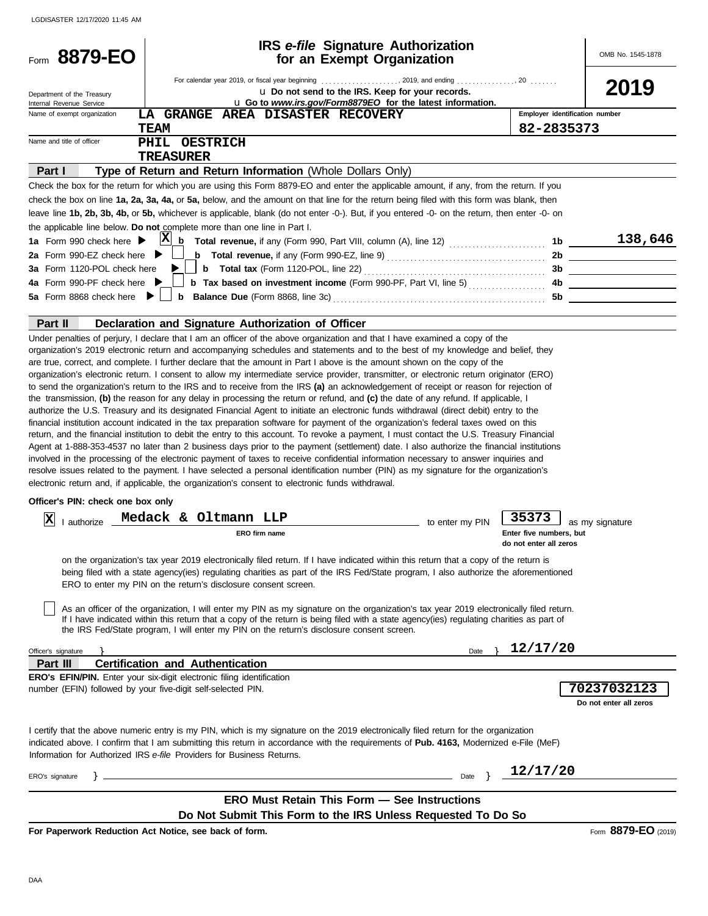LGDISASTER 12/17/2020 11:45 AM

# Form 8879-EO

## IRS *e-file* Signature Authorization for an Exempt Organization

OMB No. 1545-1878

**2019**

Department of the Treasury
Internal Revenue Service

For calendar year 2019, or fiscal year beginning ..................., 2019, and ending ..............., 20 .......

u **Do not send to the IRS. Keep for your records.**

u **Go to *www.irs.gov/Form8879EO* for the latest information.**

Name of exempt organization: **LA GRANGE AREA DISASTER RECOVERY TEAM**

Employer identification number: **82-2835373**

Name and title of officer: **PHIL OESTRICH**
**TREASURER**

### Part I — Type of Return and Return Information (Whole Dollars Only)

Check the box for the return for which you are using this Form 8879-EO and enter the applicable amount, if any, from the return. If you check the box on line **1a, 2a, 3a, 4a,** or **5a,** below, and the amount on that line for the return being filed with this form was blank, then leave line **1b, 2b, 3b, 4b,** or **5b,** whichever is applicable, blank (do not enter -0-). But, if you entered -0- on the return, then enter -0- on the applicable line below. **Do not** complete more than one line in Part I.

| | | | | |
|---|---|---|---|---|
| **1a** Form 990 check here ▶ | X | **b Total revenue,** if any (Form 990, Part VIII, column (A), line 12) | **1b** | 138,646 |
| **2a** Form 990-EZ check here ▶ | | **b Total revenue,** if any (Form 990-EZ, line 9) | **2b** | |
| **3a** Form 1120-POL check here ▶ | | **b Total tax** (Form 1120-POL, line 22) | **3b** | |
| **4a** Form 990-PF check here ▶ | | **b Tax based on investment income** (Form 990-PF, Part VI, line 5) | **4b** | |
| **5a** Form 8868 check here ▶ | | **b Balance Due** (Form 8868, line 3c) | **5b** | |

### Part II — Declaration and Signature Authorization of Officer

Under penalties of perjury, I declare that I am an officer of the above organization and that I have examined a copy of the organization's 2019 electronic return and accompanying schedules and statements and to the best of my knowledge and belief, they are true, correct, and complete. I further declare that the amount in Part I above is the amount shown on the copy of the organization's electronic return. I consent to allow my intermediate service provider, transmitter, or electronic return originator (ERO) to send the organization's return to the IRS and to receive from the IRS **(a)** an acknowledgement of receipt or reason for rejection of the transmission, **(b)** the reason for any delay in processing the return or refund, and **(c)** the date of any refund. If applicable, I authorize the U.S. Treasury and its designated Financial Agent to initiate an electronic funds withdrawal (direct debit) entry to the financial institution account indicated in the tax preparation software for payment of the organization's federal taxes owed on this return, and the financial institution to debit the entry to this account. To revoke a payment, I must contact the U.S. Treasury Financial Agent at 1-888-353-4537 no later than 2 business days prior to the payment (settlement) date. I also authorize the financial institutions involved in the processing of the electronic payment of taxes to receive confidential information necessary to answer inquiries and resolve issues related to the payment. I have selected a personal identification number (PIN) as my signature for the organization's electronic return and, if applicable, the organization's consent to electronic funds withdrawal.

**Officer's PIN: check one box only**

[X] I authorize **Medack & Oltmann LLP** (ERO firm name) to enter my PIN **35373** (Enter five numbers, but do not enter all zeros) as my signature on the organization's tax year 2019 electronically filed return. If I have indicated within this return that a copy of the return is being filed with a state agency(ies) regulating charities as part of the IRS Fed/State program, I also authorize the aforementioned ERO to enter my PIN on the return's disclosure consent screen.

[ ] As an officer of the organization, I will enter my PIN as my signature on the organization's tax year 2019 electronically filed return. If I have indicated within this return that a copy of the return is being filed with a state agency(ies) regulating charities as part of the IRS Fed/State program, I will enter my PIN on the return's disclosure consent screen.

Officer's signature } ______________________ Date } **12/17/20**

### Part III — Certification and Authentication

**ERO's EFIN/PIN.** Enter your six-digit electronic filing identification number (EFIN) followed by your five-digit self-selected PIN. **70237032123**
Do not enter all zeros

I certify that the above numeric entry is my PIN, which is my signature on the 2019 electronically filed return for the organization indicated above. I confirm that I am submitting this return in accordance with the requirements of **Pub. 4163,** Modernized e-File (MeF) Information for Authorized IRS *e-file* Providers for Business Returns.

ERO's signature } ______________________ Date } **12/17/20**

**ERO Must Retain This Form — See Instructions**

**Do Not Submit This Form to the IRS Unless Requested To Do So**

**For Paperwork Reduction Act Notice, see back of form.** Form **8879-EO** (2019)

DAA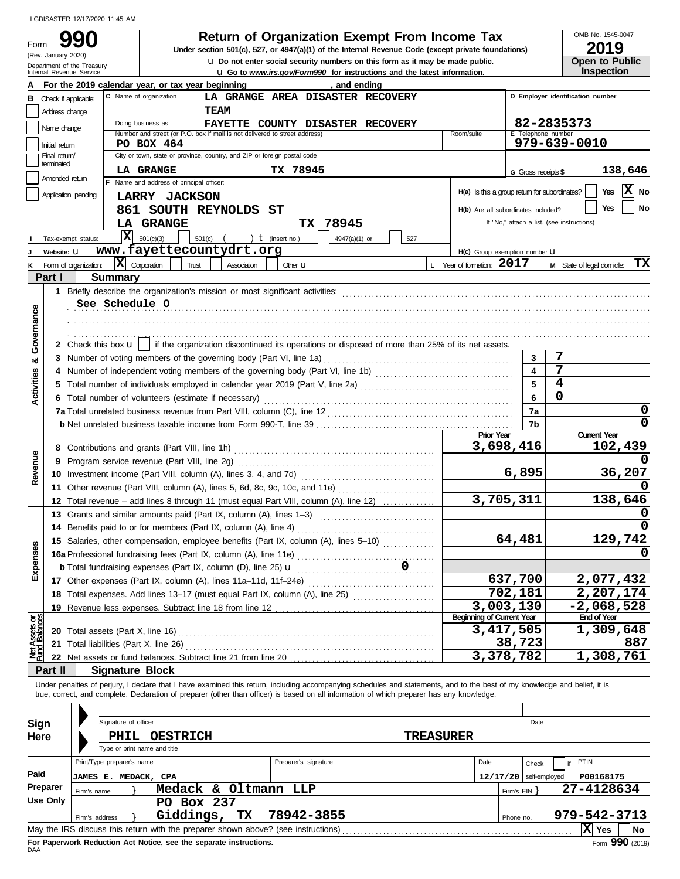LGDISASTER 12/17/2020 11:45 AM

Form **990** (Rev. January 2020) Department of the Treasury Internal Revenue Service

# Return of Organization Exempt From Income Tax

**Under section 501(c), 527, or 4947(a)(1) of the Internal Revenue Code (except private foundations)**

u Do not enter social security numbers on this form as it may be made public.

u Go to *www.irs.gov/Form990* for instructions and the latest information.

OMB No. 1545-0047

**2019**

**Open to Public Inspection**

**A** For the 2019 calendar year, or tax year beginning , and ending

**B** Check if applicable: Address change / Name change / Initial return / Final return/terminated / Amended return / Application pending

**C** Name of organization: LA GRANGE AREA DISASTER RECOVERY TEAM

Doing business as: FAYETTE COUNTY DISASTER RECOVERY

Number and street (or P.O. box if mail is not delivered to street address): PO BOX 464 | Room/suite

City or town, state or province, country, and ZIP or foreign postal code: LA GRANGE TX 78945

**D** Employer identification number: 82-2835373

**E** Telephone number: 979-639-0010

**G** Gross receipts $ 138,646

**F** Name and address of principal officer:
LARRY JACKSON
861 SOUTH REYNOLDS ST
LA GRANGE TX 78945

H(a) Is this a group return for subordinates? Yes [ ] No [X]

H(b) Are all subordinates included? Yes [ ] No [ ]
If "No," attach a list. (see instructions)

**I** Tax-exempt status: [X] 501(c)(3) [ ] 501(c) ( ) t (insert no.) [ ] 4947(a)(1) or [ ] 527

**J** Website: u www.fayettecountydrt.org

H(c) Group exemption number u

**K** Form of organization: [X] Corporation [ ] Trust [ ] Association [ ] Other u

**L** Year of formation: 2017

**M** State of legal domicile: TX

## Part I Summary

**Activities & Governance**

1 Briefly describe the organization's mission or most significant activities:
See Schedule O

2 Check this box u [ ] if the organization discontinued its operations or disposed of more than 25% of its net assets.

| | | | |
|---|---|---|---|
| 3 | Number of voting members of the governing body (Part VI, line 1a) | 3 | 7 |
| 4 | Number of independent voting members of the governing body (Part VI, line 1b) | 4 | 7 |
| 5 | Total number of individuals employed in calendar year 2019 (Part V, line 2a) | 5 | 4 |
| 6 | Total number of volunteers (estimate if necessary) | 6 | 0 |
| 7a | Total unrelated business revenue from Part VIII, column (C), line 12 | 7a | 0 |
| b | Net unrelated business taxable income from Form 990-T, line 39 | 7b | 0 |

| | | | Prior Year | Current Year |
|---|---|---|---|---|
| **Revenue** | 8 | Contributions and grants (Part VIII, line 1h) | 3,698,416 | 102,439 |
| | 9 | Program service revenue (Part VIII, line 2g) | | 0 |
| | 10 | Investment income (Part VIII, column (A), lines 3, 4, and 7d) | 6,895 | 36,207 |
| | 11 | Other revenue (Part VIII, column (A), lines 5, 6d, 8c, 9c, 10c, and 11e) | | 0 |
| | 12 | Total revenue – add lines 8 through 11 (must equal Part VIII, column (A), line 12) | 3,705,311 | 138,646 |
| **Expenses** | 13 | Grants and similar amounts paid (Part IX, column (A), lines 1–3) | | 0 |
| | 14 | Benefits paid to or for members (Part IX, column (A), line 4) | | 0 |
| | 15 | Salaries, other compensation, employee benefits (Part IX, column (A), lines 5–10) | 64,481 | 129,742 |
| | 16a | Professional fundraising fees (Part IX, column (A), line 11e) | | 0 |
| | b | Total fundraising expenses (Part IX, column (D), line 25) u 0 | | |
| | 17 | Other expenses (Part IX, column (A), lines 11a–11d, 11f–24e) | 637,700 | 2,077,432 |
| | 18 | Total expenses. Add lines 13–17 (must equal Part IX, column (A), line 25) | 702,181 | 2,207,174 |
| | 19 | Revenue less expenses. Subtract line 18 from line 12 | 3,003,130 | -2,068,528 |
| | | | **Beginning of Current Year** | **End of Year** |
| **Net Assets or Fund Balances** | 20 | Total assets (Part X, line 16) | 3,417,505 | 1,309,648 |
| | 21 | Total liabilities (Part X, line 26) | 38,723 | 887 |
| | 22 | Net assets or fund balances. Subtract line 21 from line 20 | 3,378,782 | 1,308,761 |

## Part II Signature Block

Under penalties of perjury, I declare that I have examined this return, including accompanying schedules and statements, and to the best of my knowledge and belief, it is true, correct, and complete. Declaration of preparer (other than officer) is based on all information of which preparer has any knowledge.

**Sign Here**

Signature of officer | Date

PHIL OESTRICH TREASURER

Type or print name and title

| **Paid Preparer Use Only** | | | | |
|---|---|---|---|---|
| Print/Type preparer's name: JAMES E. MEDACK, CPA | Preparer's signature | Date: 12/17/20 | Check [ ] if self-employed | PTIN: P00168175 |
| Firm's name: Medack & Oltmann LLP | | | Firm's EIN: 27-4128634 | |
| Firm's address: PO Box 237, Giddings, TX 78942-3855 | | | Phone no.: 979-542-3713 | |

May the IRS discuss this return with the preparer shown above? (see instructions) [X] Yes [ ] No

**For Paperwork Reduction Act Notice, see the separate instructions.**

DAA

Form **990** (2019)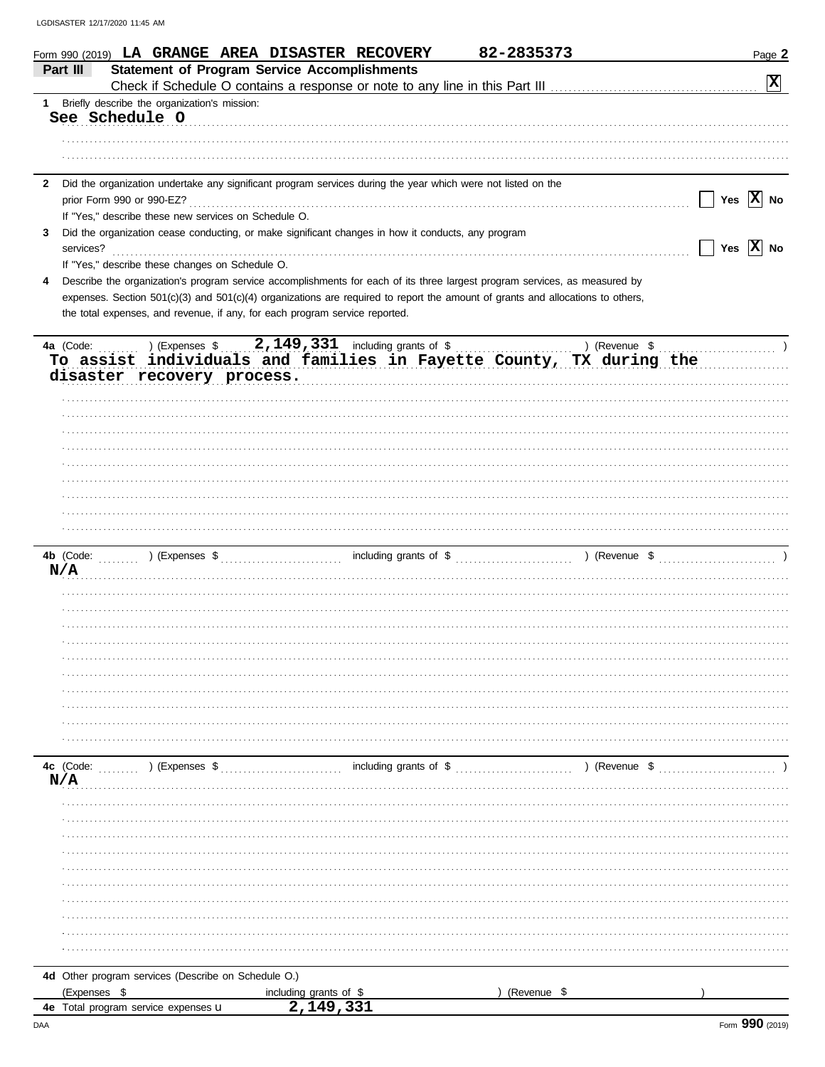Form 990 (2019) **LA GRANGE AREA DISASTER RECOVERY** **82-2835373** Page **2**

## Part III — Statement of Program Service Accomplishments

Check if Schedule O contains a response or note to any line in this Part III ..... **[X]**

**1** Briefly describe the organization's mission:

See Schedule O

**2** Did the organization undertake any significant program services during the year which were not listed on the prior Form 990 or 990-EZ? ..... [ ] Yes **[X] No**

If "Yes," describe these new services on Schedule O.

**3** Did the organization cease conducting, or make significant changes in how it conducts, any program services? ..... [ ] Yes **[X] No**

If "Yes," describe these changes on Schedule O.

**4** Describe the organization's program service accomplishments for each of its three largest program services, as measured by expenses. Section 501(c)(3) and 501(c)(4) organizations are required to report the amount of grants and allocations to others, the total expenses, and revenue, if any, for each program service reported.

**4a** (Code: ) (Expenses $ 2,149,331 including grants of $ ) (Revenue $ )

To assist individuals and families in Fayette County, TX during the disaster recovery process.

**4b** (Code: ) (Expenses $ including grants of $ ) (Revenue $ )

N/A

**4c** (Code: ) (Expenses $ including grants of $ ) (Revenue $ )

N/A

**4d** Other program services (Describe on Schedule O.)

(Expenses $ including grants of $ ) (Revenue $ )

**4e** Total program service expenses 2,149,331

Form **990** (2019)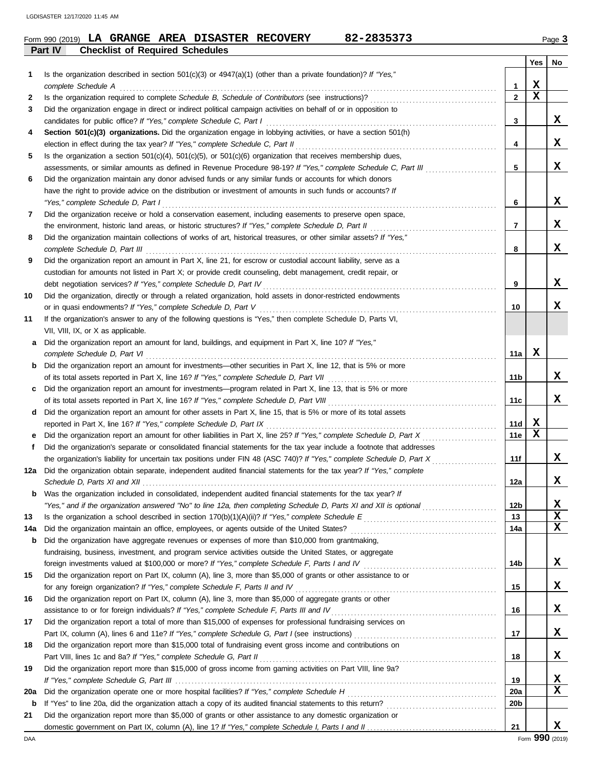Form 990 (2019) **LA GRANGE AREA DISASTER RECOVERY** **82-2835373** Page **3**

**Part IV** **Checklist of Required Schedules**

| | | | Yes | No |
|---|---|---|---|---|
| **1** | Is the organization described in section 501(c)(3) or 4947(a)(1) (other than a private foundation)? *If "Yes," complete Schedule A* | **1** | X | |
| **2** | Is the organization required to complete *Schedule B, Schedule of Contributors* (see instructions)? | **2** | X | |
| **3** | Did the organization engage in direct or indirect political campaign activities on behalf of or in opposition to candidates for public office? *If "Yes," complete Schedule C, Part I* | **3** | | X |
| **4** | **Section 501(c)(3) organizations.** Did the organization engage in lobbying activities, or have a section 501(h) election in effect during the tax year? *If "Yes," complete Schedule C, Part II* | **4** | | X |
| **5** | Is the organization a section 501(c)(4), 501(c)(5), or 501(c)(6) organization that receives membership dues, assessments, or similar amounts as defined in Revenue Procedure 98-19? *If "Yes," complete Schedule C, Part III* | **5** | | X |
| **6** | Did the organization maintain any donor advised funds or any similar funds or accounts for which donors have the right to provide advice on the distribution or investment of amounts in such funds or accounts? *If "Yes," complete Schedule D, Part I* | **6** | | X |
| **7** | Did the organization receive or hold a conservation easement, including easements to preserve open space, the environment, historic land areas, or historic structures? *If "Yes," complete Schedule D, Part II* | **7** | | X |
| **8** | Did the organization maintain collections of works of art, historical treasures, or other similar assets? *If "Yes," complete Schedule D, Part III* | **8** | | X |
| **9** | Did the organization report an amount in Part X, line 21, for escrow or custodial account liability, serve as a custodian for amounts not listed in Part X; or provide credit counseling, debt management, credit repair, or debt negotiation services? *If "Yes," complete Schedule D, Part IV* | **9** | | X |
| **10** | Did the organization, directly or through a related organization, hold assets in donor-restricted endowments or in quasi endowments? *If "Yes," complete Schedule D, Part V* | **10** | | X |
| **11** | If the organization's answer to any of the following questions is "Yes," then complete Schedule D, Parts VI, VII, VIII, IX, or X as applicable. | | | |
| **a** | Did the organization report an amount for land, buildings, and equipment in Part X, line 10? *If "Yes," complete Schedule D, Part VI* | **11a** | X | |
| **b** | Did the organization report an amount for investments—other securities in Part X, line 12, that is 5% or more of its total assets reported in Part X, line 16? *If "Yes," complete Schedule D, Part VII* | **11b** | | X |
| **c** | Did the organization report an amount for investments—program related in Part X, line 13, that is 5% or more of its total assets reported in Part X, line 16? *If "Yes," complete Schedule D, Part VIII* | **11c** | | X |
| **d** | Did the organization report an amount for other assets in Part X, line 15, that is 5% or more of its total assets reported in Part X, line 16? *If "Yes," complete Schedule D, Part IX* | **11d** | X | |
| **e** | Did the organization report an amount for other liabilities in Part X, line 25? *If "Yes," complete Schedule D, Part X* | **11e** | X | |
| **f** | Did the organization's separate or consolidated financial statements for the tax year include a footnote that addresses the organization's liability for uncertain tax positions under FIN 48 (ASC 740)? *If "Yes," complete Schedule D, Part X* | **11f** | | X |
| **12a** | Did the organization obtain separate, independent audited financial statements for the tax year? *If "Yes," complete Schedule D, Parts XI and XII* | **12a** | | X |
| **b** | Was the organization included in consolidated, independent audited financial statements for the tax year? *If "Yes," and if the organization answered "No" to line 12a, then completing Schedule D, Parts XI and XII is optional* | **12b** | | X |
| **13** | Is the organization a school described in section 170(b)(1)(A)(ii)? *If "Yes," complete Schedule E* | **13** | | X |
| **14a** | Did the organization maintain an office, employees, or agents outside of the United States? | **14a** | | X |
| **b** | Did the organization have aggregate revenues or expenses of more than $10,000 from grantmaking, fundraising, business, investment, and program service activities outside the United States, or aggregate foreign investments valued at $100,000 or more? *If "Yes," complete Schedule F, Parts I and IV* | **14b** | | X |
| **15** | Did the organization report on Part IX, column (A), line 3, more than $5,000 of grants or other assistance to or for any foreign organization? *If "Yes," complete Schedule F, Parts II and IV* | **15** | | X |
| **16** | Did the organization report on Part IX, column (A), line 3, more than $5,000 of aggregate grants or other assistance to or for foreign individuals? *If "Yes," complete Schedule F, Parts III and IV* | **16** | | X |
| **17** | Did the organization report a total of more than $15,000 of expenses for professional fundraising services on Part IX, column (A), lines 6 and 11e? *If "Yes," complete Schedule G, Part I (see instructions)* | **17** | | X |
| **18** | Did the organization report more than $15,000 total of fundraising event gross income and contributions on Part VIII, lines 1c and 8a? *If "Yes," complete Schedule G, Part II* | **18** | | X |
| **19** | Did the organization report more than $15,000 of gross income from gaming activities on Part VIII, line 9a? *If "Yes," complete Schedule G, Part III* | **19** | | X |
| **20a** | Did the organization operate one or more hospital facilities? *If "Yes," complete Schedule H* | **20a** | | X |
| **b** | If "Yes" to line 20a, did the organization attach a copy of its audited financial statements to this return? | **20b** | | |
| **21** | Did the organization report more than $5,000 of grants or other assistance to any domestic organization or domestic government on Part IX, column (A), line 1? *If "Yes," complete Schedule I, Parts I and II* | **21** | | X |

DAA Form **990** (2019)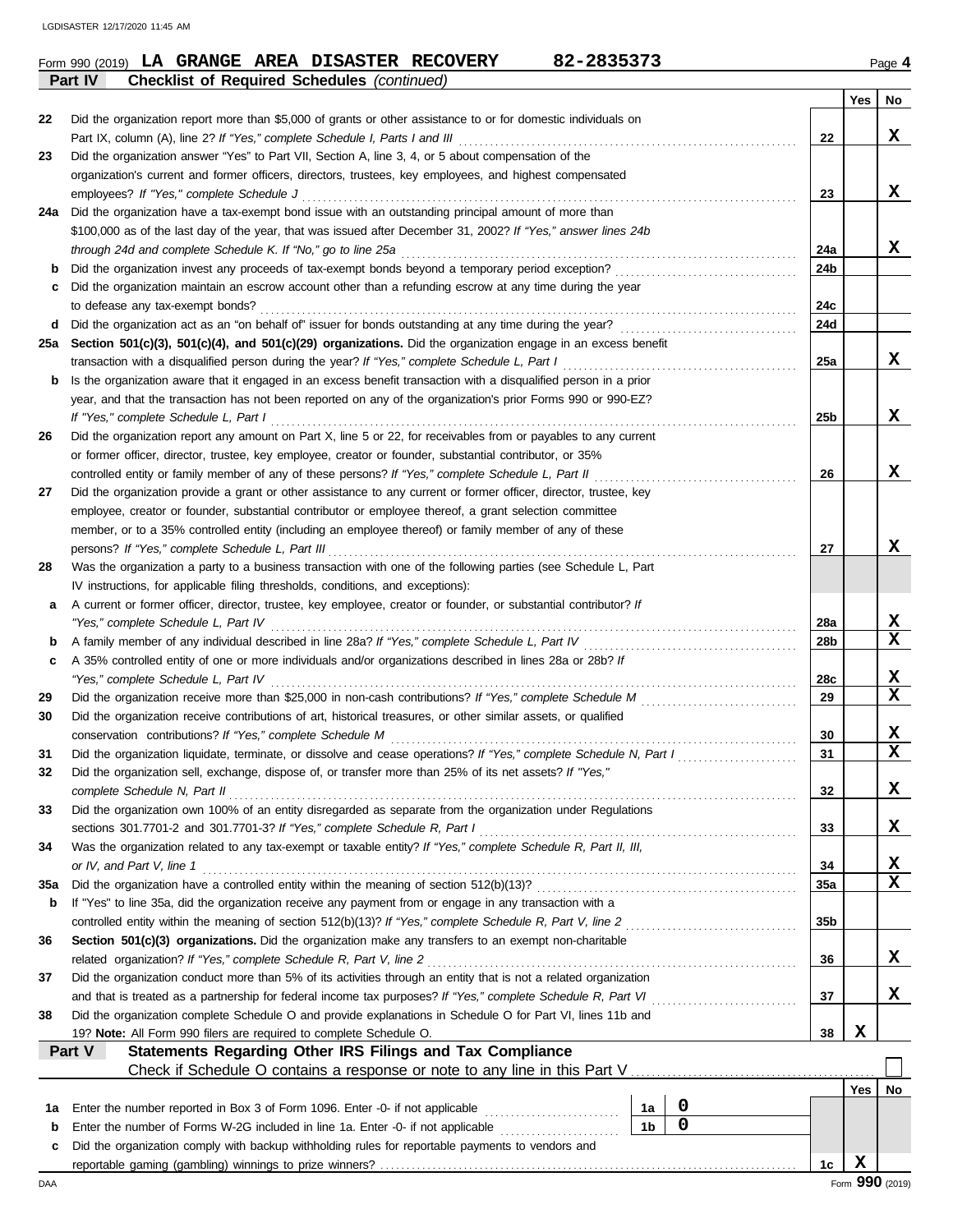Form 990 (2019) **LA GRANGE AREA DISASTER RECOVERY** **82-2835373** Page **4**

## Part IV — Checklist of Required Schedules *(continued)*

| | | | Yes | No |
|---|---|---|---|---|
| 22 | Did the organization report more than $5,000 of grants or other assistance to or for domestic individuals on Part IX, column (A), line 2? *If "Yes," complete Schedule I, Parts I and III* | 22 | | X |
| 23 | Did the organization answer "Yes" to Part VII, Section A, line 3, 4, or 5 about compensation of the organization's current and former officers, directors, trustees, key employees, and highest compensated employees? *If "Yes," complete Schedule J* | 23 | | X |
| 24a | Did the organization have a tax-exempt bond issue with an outstanding principal amount of more than $100,000 as of the last day of the year, that was issued after December 31, 2002? *If "Yes," answer lines 24b through 24d and complete Schedule K. If "No," go to line 25a* | 24a | | X |
| b | Did the organization invest any proceeds of tax-exempt bonds beyond a temporary period exception? | 24b | | |
| c | Did the organization maintain an escrow account other than a refunding escrow at any time during the year to defease any tax-exempt bonds? | 24c | | |
| d | Did the organization act as an "on behalf of" issuer for bonds outstanding at any time during the year? | 24d | | |
| 25a | **Section 501(c)(3), 501(c)(4), and 501(c)(29) organizations.** Did the organization engage in an excess benefit transaction with a disqualified person during the year? *If "Yes," complete Schedule L, Part I* | 25a | | X |
| b | Is the organization aware that it engaged in an excess benefit transaction with a disqualified person in a prior year, and that the transaction has not been reported on any of the organization's prior Forms 990 or 990-EZ? *If "Yes," complete Schedule L, Part I* | 25b | | X |
| 26 | Did the organization report any amount on Part X, line 5 or 22, for receivables from or payables to any current or former officer, director, trustee, key employee, creator or founder, substantial contributor, or 35% controlled entity or family member of any of these persons? *If "Yes," complete Schedule L, Part II* | 26 | | X |
| 27 | Did the organization provide a grant or other assistance to any current or former officer, director, trustee, key employee, creator or founder, substantial contributor or employee thereof, a grant selection committee member, or to a 35% controlled entity (including an employee thereof) or family member of any of these persons? *If "Yes," complete Schedule L, Part III* | 27 | | X |
| 28 | Was the organization a party to a business transaction with one of the following parties (see Schedule L, Part IV instructions, for applicable filing thresholds, conditions, and exceptions): | | | |
| a | A current or former officer, director, trustee, key employee, creator or founder, or substantial contributor? *If "Yes," complete Schedule L, Part IV* | 28a | | X |
| b | A family member of any individual described in line 28a? *If "Yes," complete Schedule L, Part IV* | 28b | | X |
| c | A 35% controlled entity of one or more individuals and/or organizations described in lines 28a or 28b? *If "Yes," complete Schedule L, Part IV* | 28c | | X |
| 29 | Did the organization receive more than $25,000 in non-cash contributions? *If "Yes," complete Schedule M* | 29 | | X |
| 30 | Did the organization receive contributions of art, historical treasures, or other similar assets, or qualified conservation contributions? *If "Yes," complete Schedule M* | 30 | | X |
| 31 | Did the organization liquidate, terminate, or dissolve and cease operations? *If "Yes," complete Schedule N, Part I* | 31 | | X |
| 32 | Did the organization sell, exchange, dispose of, or transfer more than 25% of its net assets? *If "Yes," complete Schedule N, Part II* | 32 | | X |
| 33 | Did the organization own 100% of an entity disregarded as separate from the organization under Regulations sections 301.7701-2 and 301.7701-3? *If "Yes," complete Schedule R, Part I* | 33 | | X |
| 34 | Was the organization related to any tax-exempt or taxable entity? *If "Yes," complete Schedule R, Part II, III, or IV, and Part V, line 1* | 34 | | X |
| 35a | Did the organization have a controlled entity within the meaning of section 512(b)(13)? | 35a | | X |
| b | If "Yes" to line 35a, did the organization receive any payment from or engage in any transaction with a controlled entity within the meaning of section 512(b)(13)? *If "Yes," complete Schedule R, Part V, line 2* | 35b | | |
| 36 | **Section 501(c)(3) organizations.** Did the organization make any transfers to an exempt non-charitable related organization? *If "Yes," complete Schedule R, Part V, line 2* | 36 | | X |
| 37 | Did the organization conduct more than 5% of its activities through an entity that is not a related organization and that is treated as a partnership for federal income tax purposes? *If "Yes," complete Schedule R, Part VI* | 37 | | X |
| 38 | Did the organization complete Schedule O and provide explanations in Schedule O for Part VI, lines 11b and 19? **Note:** All Form 990 filers are required to complete Schedule O. | 38 | X | |

## Part V — Statements Regarding Other IRS Filings and Tax Compliance

Check if Schedule O contains a response or note to any line in this Part V ☐

| | | | | | Yes | No |
|---|---|---|---|---|---|---|
| 1a | Enter the number reported in Box 3 of Form 1096. Enter -0- if not applicable | 1a | 0 | | | |
| b | Enter the number of Forms W-2G included in line 1a. Enter -0- if not applicable | 1b | 0 | | | |
| c | Did the organization comply with backup withholding rules for reportable payments to vendors and reportable gaming (gambling) winnings to prize winners? | | | 1c | X | |

Form **990** (2019)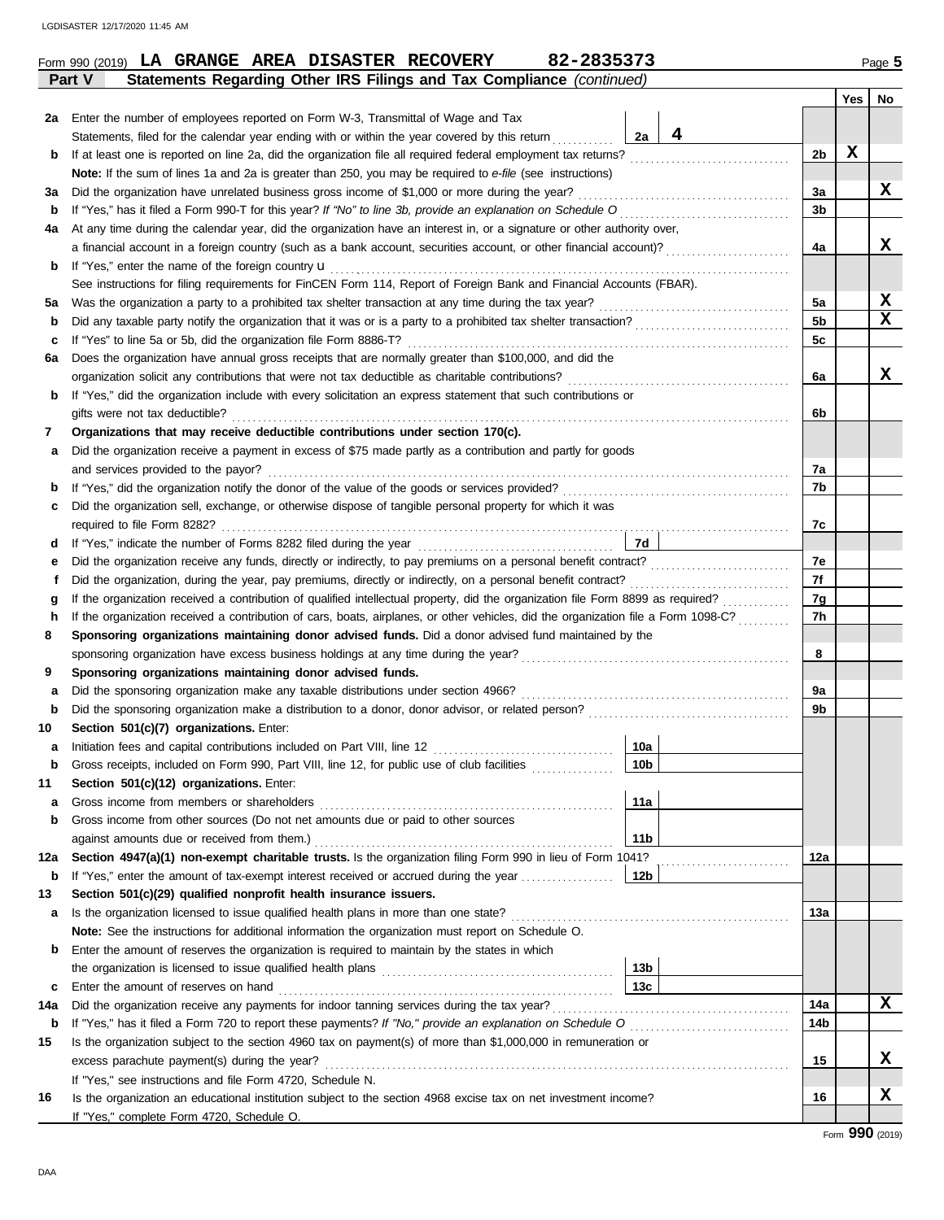Form 990 (2019) **LA GRANGE AREA DISASTER RECOVERY 82-2835373** Page 5

**Part V Statements Regarding Other IRS Filings and Tax Compliance** *(continued)*

| | | | | | Yes | No |
|---|---|---|---|---|---|---|
| **2a** | Enter the number of employees reported on Form W-3, Transmittal of Wage and Tax Statements, filed for the calendar year ending with or within the year covered by this return | 2a | 4 | | | |
| **b** | If at least one is reported on line 2a, did the organization file all required federal employment tax returns? | | | 2b | X | |
| | **Note:** If the sum of lines 1a and 2a is greater than 250, you may be required to *e-file* (see instructions) | | | | | |
| **3a** | Did the organization have unrelated business gross income of $1,000 or more during the year? | | | 3a | | X |
| **b** | If "Yes," has it filed a Form 990-T for this year? *If "No" to line 3b, provide an explanation on Schedule O* | | | 3b | | |
| **4a** | At any time during the calendar year, did the organization have an interest in, or a signature or other authority over, a financial account in a foreign country (such as a bank account, securities account, or other financial account)? | | | 4a | | X |
| **b** | If "Yes," enter the name of the foreign country u | | | | | |
| | See instructions for filing requirements for FinCEN Form 114, Report of Foreign Bank and Financial Accounts (FBAR). | | | | | |
| **5a** | Was the organization a party to a prohibited tax shelter transaction at any time during the tax year? | | | 5a | | X |
| **b** | Did any taxable party notify the organization that it was or is a party to a prohibited tax shelter transaction? | | | 5b | | X |
| **c** | If "Yes" to line 5a or 5b, did the organization file Form 8886-T? | | | 5c | | |
| **6a** | Does the organization have annual gross receipts that are normally greater than $100,000, and did the organization solicit any contributions that were not tax deductible as charitable contributions? | | | 6a | | X |
| **b** | If "Yes," did the organization include with every solicitation an express statement that such contributions or gifts were not tax deductible? | | | 6b | | |
| **7** | **Organizations that may receive deductible contributions under section 170(c).** | | | | | |
| **a** | Did the organization receive a payment in excess of $75 made partly as a contribution and partly for goods and services provided to the payor? | | | 7a | | |
| **b** | If "Yes," did the organization notify the donor of the value of the goods or services provided? | | | 7b | | |
| **c** | Did the organization sell, exchange, or otherwise dispose of tangible personal property for which it was required to file Form 8282? | | | 7c | | |
| **d** | If "Yes," indicate the number of Forms 8282 filed during the year | 7d | | | | |
| **e** | Did the organization receive any funds, directly or indirectly, to pay premiums on a personal benefit contract? | | | 7e | | |
| **f** | Did the organization, during the year, pay premiums, directly or indirectly, on a personal benefit contract? | | | 7f | | |
| **g** | If the organization received a contribution of qualified intellectual property, did the organization file Form 8899 as required? | | | 7g | | |
| **h** | If the organization received a contribution of cars, boats, airplanes, or other vehicles, did the organization file a Form 1098-C? | | | 7h | | |
| **8** | **Sponsoring organizations maintaining donor advised funds.** Did a donor advised fund maintained by the sponsoring organization have excess business holdings at any time during the year? | | | 8 | | |
| **9** | **Sponsoring organizations maintaining donor advised funds.** | | | | | |
| **a** | Did the sponsoring organization make any taxable distributions under section 4966? | | | 9a | | |
| **b** | Did the sponsoring organization make a distribution to a donor, donor advisor, or related person? | | | 9b | | |
| **10** | **Section 501(c)(7) organizations.** Enter: | | | | | |
| **a** | Initiation fees and capital contributions included on Part VIII, line 12 | 10a | | | | |
| **b** | Gross receipts, included on Form 990, Part VIII, line 12, for public use of club facilities | 10b | | | | |
| **11** | **Section 501(c)(12) organizations.** Enter: | | | | | |
| **a** | Gross income from members or shareholders | 11a | | | | |
| **b** | Gross income from other sources (Do not net amounts due or paid to other sources against amounts due or received from them.) | 11b | | | | |
| **12a** | **Section 4947(a)(1) non-exempt charitable trusts.** Is the organization filing Form 990 in lieu of Form 1041? | | | 12a | | |
| **b** | If "Yes," enter the amount of tax-exempt interest received or accrued during the year | 12b | | | | |
| **13** | **Section 501(c)(29) qualified nonprofit health insurance issuers.** | | | | | |
| **a** | Is the organization licensed to issue qualified health plans in more than one state? | | | 13a | | |
| | **Note:** See the instructions for additional information the organization must report on Schedule O. | | | | | |
| **b** | Enter the amount of reserves the organization is required to maintain by the states in which the organization is licensed to issue qualified health plans | 13b | | | | |
| **c** | Enter the amount of reserves on hand | 13c | | | | |
| **14a** | Did the organization receive any payments for indoor tanning services during the tax year? | | | 14a | | X |
| **b** | If "Yes," has it filed a Form 720 to report these payments? *If "No," provide an explanation on Schedule O* | | | 14b | | |
| **15** | Is the organization subject to the section 4960 tax on payment(s) of more than $1,000,000 in remuneration or excess parachute payment(s) during the year? | | | 15 | | X |
| | If "Yes," see instructions and file Form 4720, Schedule N. | | | | | |
| **16** | Is the organization an educational institution subject to the section 4968 excise tax on net investment income? | | | 16 | | X |
| | If "Yes," complete Form 4720, Schedule O. | | | | | |

Form **990** (2019)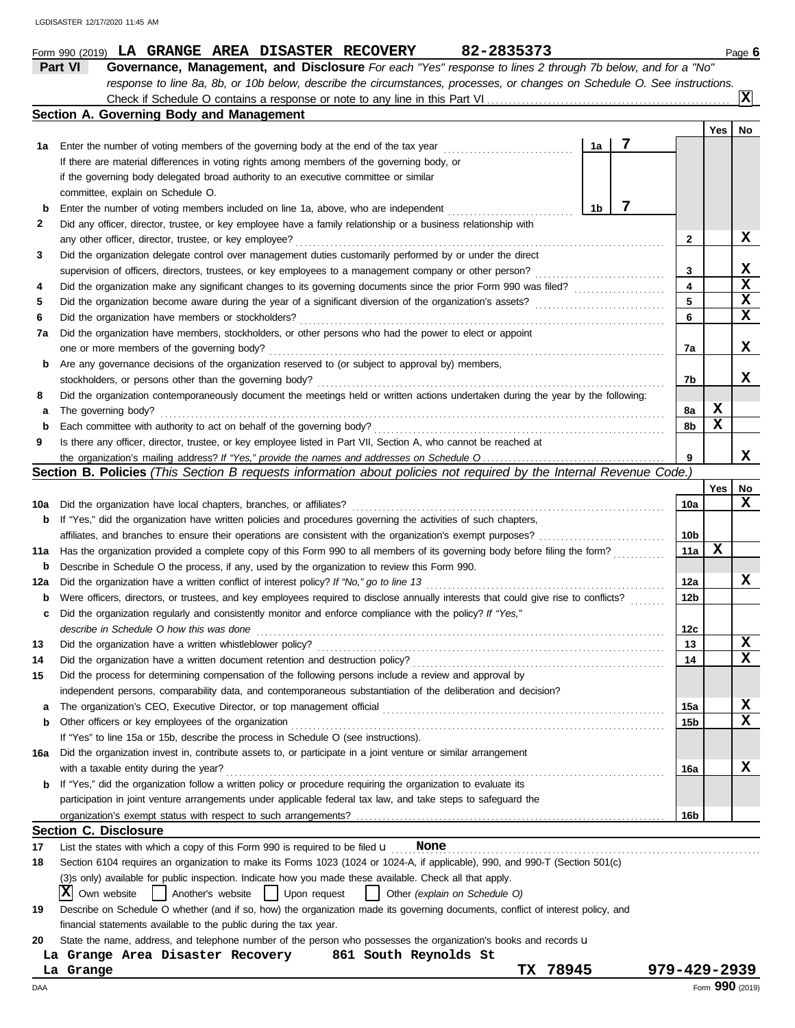Form 990 (2019) **LA GRANGE AREA DISASTER RECOVERY** **82-2835373**

## Part VI Governance, Management, and Disclosure

*For each "Yes" response to lines 2 through 7b below, and for a "No" response to line 8a, 8b, or 10b below, describe the circumstances, processes, or changes on Schedule O. See instructions.*

Check if Schedule O contains a response or note to any line in this Part VI ... **[X]**

### Section A. Governing Body and Management

| | | | Yes | No |
|---|---|---|---|---|
| **1a** | Enter the number of voting members of the governing body at the end of the tax year ... **1a** **7** If there are material differences in voting rights among members of the governing body, or if the governing body delegated broad authority to an executive committee or similar committee, explain on Schedule O. | | | |
| **b** | Enter the number of voting members included on line 1a, above, who are independent ... **1b** **7** | | | |
| **2** | Did any officer, director, trustee, or key employee have a family relationship or a business relationship with any other officer, director, trustee, or key employee? | 2 | | X |
| **3** | Did the organization delegate control over management duties customarily performed by or under the direct supervision of officers, directors, trustees, or key employees to a management company or other person? | 3 | | X |
| **4** | Did the organization make any significant changes to its governing documents since the prior Form 990 was filed? | 4 | | X |
| **5** | Did the organization become aware during the year of a significant diversion of the organization's assets? | 5 | | X |
| **6** | Did the organization have members or stockholders? | 6 | | X |
| **7a** | Did the organization have members, stockholders, or other persons who had the power to elect or appoint one or more members of the governing body? | 7a | | X |
| **b** | Are any governance decisions of the organization reserved to (or subject to approval by) members, stockholders, or persons other than the governing body? | 7b | | X |
| **8** | Did the organization contemporaneously document the meetings held or written actions undertaken during the year by the following: | | | |
| **a** | The governing body? | 8a | X | |
| **b** | Each committee with authority to act on behalf of the governing body? | 8b | X | |
| **9** | Is there any officer, director, trustee, or key employee listed in Part VII, Section A, who cannot be reached at the organization's mailing address? *If "Yes," provide the names and addresses on Schedule O* | 9 | | X |

### Section B. Policies *(This Section B requests information about policies not required by the Internal Revenue Code.)*

| | | | Yes | No |
|---|---|---|---|---|
| **10a** | Did the organization have local chapters, branches, or affiliates? | 10a | | X |
| **b** | If "Yes," did the organization have written policies and procedures governing the activities of such chapters, affiliates, and branches to ensure their operations are consistent with the organization's exempt purposes? | 10b | | |
| **11a** | Has the organization provided a complete copy of this Form 990 to all members of its governing body before filing the form? | 11a | X | |
| **b** | Describe in Schedule O the process, if any, used by the organization to review this Form 990. | | | |
| **12a** | Did the organization have a written conflict of interest policy? *If "No," go to line 13* | 12a | | X |
| **b** | Were officers, directors, or trustees, and key employees required to disclose annually interests that could give rise to conflicts? | 12b | | |
| **c** | Did the organization regularly and consistently monitor and enforce compliance with the policy? *If "Yes," describe in Schedule O how this was done* | 12c | | |
| **13** | Did the organization have a written whistleblower policy? | 13 | | X |
| **14** | Did the organization have a written document retention and destruction policy? | 14 | | X |
| **15** | Did the process for determining compensation of the following persons include a review and approval by independent persons, comparability data, and contemporaneous substantiation of the deliberation and decision? | | | |
| **a** | The organization's CEO, Executive Director, or top management official | 15a | | X |
| **b** | Other officers or key employees of the organization. If "Yes" to line 15a or 15b, describe the process in Schedule O (see instructions). | 15b | | X |
| **16a** | Did the organization invest in, contribute assets to, or participate in a joint venture or similar arrangement with a taxable entity during the year? | 16a | | X |
| **b** | If "Yes," did the organization follow a written policy or procedure requiring the organization to evaluate its participation in joint venture arrangements under applicable federal tax law, and take steps to safeguard the organization's exempt status with respect to such arrangements? | 16b | | |

### Section C. Disclosure

**17** List the states with which a copy of this Form 990 is required to be filed u **None**

**18** Section 6104 requires an organization to make its Forms 1023 (1024 or 1024-A, if applicable), 990, and 990-T (Section 501(c)(3)s only) available for public inspection. Indicate how you made these available. Check all that apply.

[X] Own website [ ] Another's website [ ] Upon request [ ] Other *(explain on Schedule O)*

**19** Describe on Schedule O whether (and if so, how) the organization made its governing documents, conflict of interest policy, and financial statements available to the public during the tax year.

**20** State the name, address, and telephone number of the person who possesses the organization's books and records u

La Grange Area Disaster Recovery 861 South Reynolds St
La Grange TX 78945 979-429-2939

Form **990** (2019)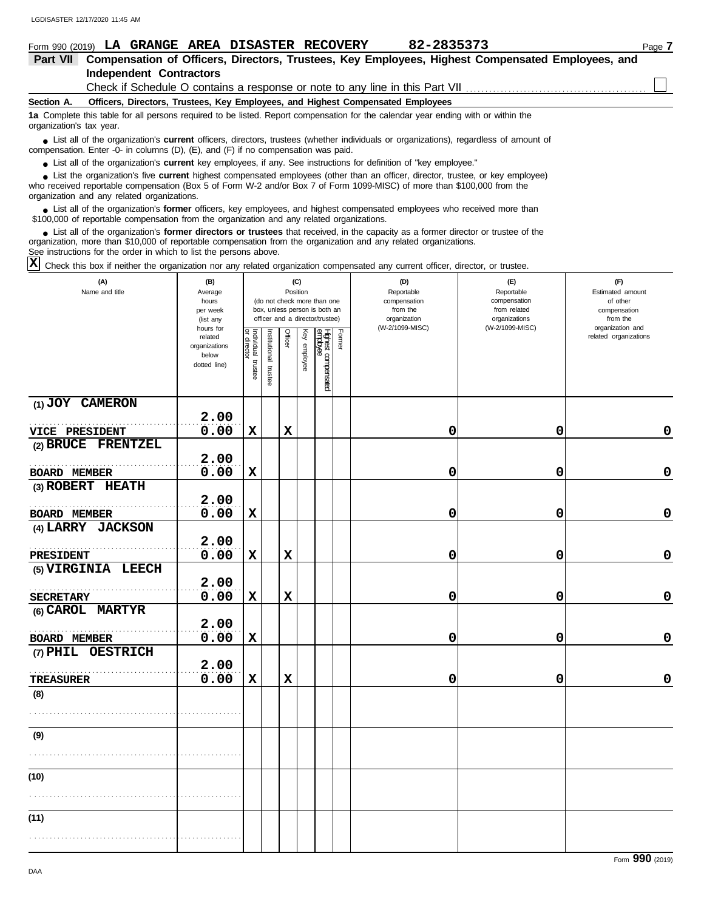Form 990 (2019) **LA GRANGE AREA DISASTER RECOVERY** **82-2835373**

## Part VII Compensation of Officers, Directors, Trustees, Key Employees, Highest Compensated Employees, and Independent Contractors

Check if Schedule O contains a response or note to any line in this Part VII ☐

### Section A. Officers, Directors, Trustees, Key Employees, and Highest Compensated Employees

**1a** Complete this table for all persons required to be listed. Report compensation for the calendar year ending with or within the organization's tax year.

- List all of the organization's **current** officers, directors, trustees (whether individuals or organizations), regardless of amount of compensation. Enter -0- in columns (D), (E), and (F) if no compensation was paid.
- List all of the organization's **current** key employees, if any. See instructions for definition of "key employee."
- List the organization's five **current** highest compensated employees (other than an officer, director, trustee, or key employee) who received reportable compensation (Box 5 of Form W-2 and/or Box 7 of Form 1099-MISC) of more than $100,000 from the organization and any related organizations.
- List all of the organization's **former** officers, key employees, and highest compensated employees who received more than $100,000 of reportable compensation from the organization and any related organizations.
- List all of the organization's **former directors or trustees** that received, in the capacity as a former director or trustee of the organization, more than $10,000 of reportable compensation from the organization and any related organizations.

See instructions for the order in which to list the persons above.

☒ Check this box if neither the organization nor any related organization compensated any current officer, director, or trustee.

| (A) Name and title | (B) Average hours per week (list any hours for related organizations below dotted line) | (C) Position (do not check more than one box, unless person is both an officer and a director/trustee): Individual trustee or director | Institutional trustee | Officer | Key employee | Highest compensated employee | Former | (D) Reportable compensation from the organization (W-2/1099-MISC) | (E) Reportable compensation from related organizations (W-2/1099-MISC) | (F) Estimated amount of other compensation from the organization and related organizations |
|---|---|---|---|---|---|---|---|---|---|---|
| (1) JOY CAMERON<br>VICE PRESIDENT | 2.00<br>0.00 | X | | X | | | | 0 | 0 | 0 |
| (2) BRUCE FRENTZEL<br>BOARD MEMBER | 2.00<br>0.00 | X | | | | | | 0 | 0 | 0 |
| (3) ROBERT HEATH<br>BOARD MEMBER | 2.00<br>0.00 | X | | | | | | 0 | 0 | 0 |
| (4) LARRY JACKSON<br>PRESIDENT | 2.00<br>0.00 | X | | X | | | | 0 | 0 | 0 |
| (5) VIRGINIA LEECH<br>SECRETARY | 2.00<br>0.00 | X | | X | | | | 0 | 0 | 0 |
| (6) CAROL MARTYR<br>BOARD MEMBER | 2.00<br>0.00 | X | | | | | | 0 | 0 | 0 |
| (7) PHIL OESTRICH<br>TREASURER | 2.00<br>0.00 | X | | X | | | | 0 | 0 | 0 |
| (8) | | | | | | | | | | |
| (9) | | | | | | | | | | |
| (10) | | | | | | | | | | |
| (11) | | | | | | | | | | |

Form **990** (2019)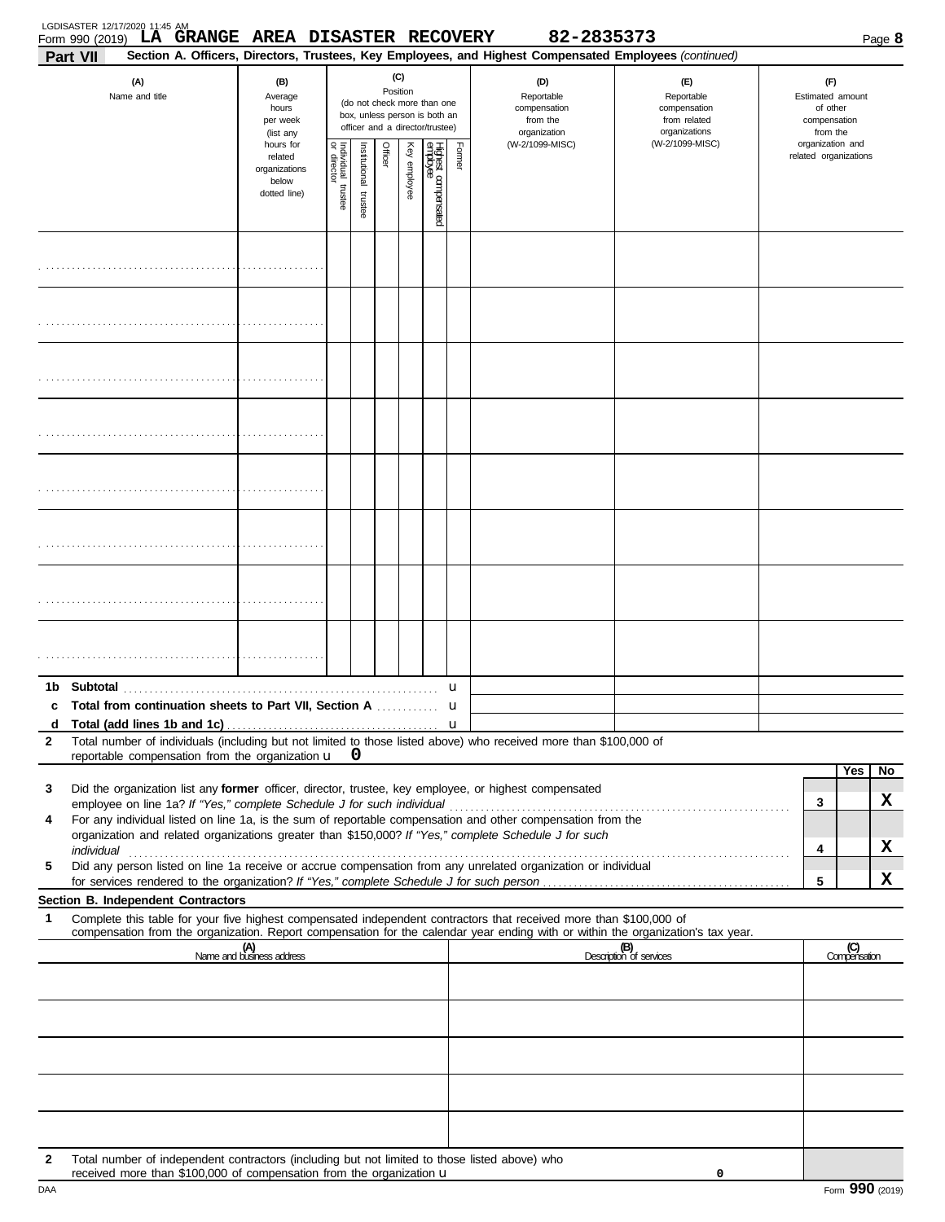Form 990 (2019) **LA GRANGE AREA DISASTER RECOVERY** **82-2835373**

**Part VII** **Section A. Officers, Directors, Trustees, Key Employees, and Highest Compensated Employees** *(continued)*

| (A) Name and title | (B) Average hours per week (list any hours for related organizations below dotted line) | (C) Position (do not check more than one box, unless person is both an officer and a director/trustee): Individual trustee or director | Institutional trustee | Officer | Key employee | Highest compensated employee | Former | (D) Reportable compensation from the organization (W-2/1099-MISC) | (E) Reportable compensation from related organizations (W-2/1099-MISC) | (F) Estimated amount of other compensation from the organization and related organizations |
|---|---|---|---|---|---|---|---|---|---|---|
| | | | | | | | | | | |
| | | | | | | | | | | |
| | | | | | | | | | | |
| | | | | | | | | | | |
| | | | | | | | | | | |
| | | | | | | | | | | |
| | | | | | | | | | | |
| | | | | | | | | | | |

**1b Subtotal** ........ u

**c Total from continuation sheets to Part VII, Section A** ........ u

**d Total (add lines 1b and 1c)** ........ u

**2** Total number of individuals (including but not limited to those listed above) who received more than $100,000 of reportable compensation from the organization u **0**

| | | | Yes | No |
|---|---|---|---|---|
| **3** | Did the organization list any **former** officer, director, trustee, key employee, or highest compensated employee on line 1a? *If "Yes," complete Schedule J for such individual* | 3 | | X |
| **4** | For any individual listed on line 1a, is the sum of reportable compensation and other compensation from the organization and related organizations greater than $150,000? *If "Yes," complete Schedule J for such individual* | 4 | | X |
| **5** | Did any person listed on line 1a receive or accrue compensation from any unrelated organization or individual for services rendered to the organization? *If "Yes," complete Schedule J for such person* | 5 | | X |

**Section B. Independent Contractors**

**1** Complete this table for your five highest compensated independent contractors that received more than $100,000 of compensation from the organization. Report compensation for the calendar year ending with or within the organization's tax year.

| (A) Name and business address | (B) Description of services | (C) Compensation |
|---|---|---|
| | | |
| | | |
| | | |
| | | |
| | | |

**2** Total number of independent contractors (including but not limited to those listed above) who received more than $100,000 of compensation from the organization u **0**

DAA Form **990** (2019)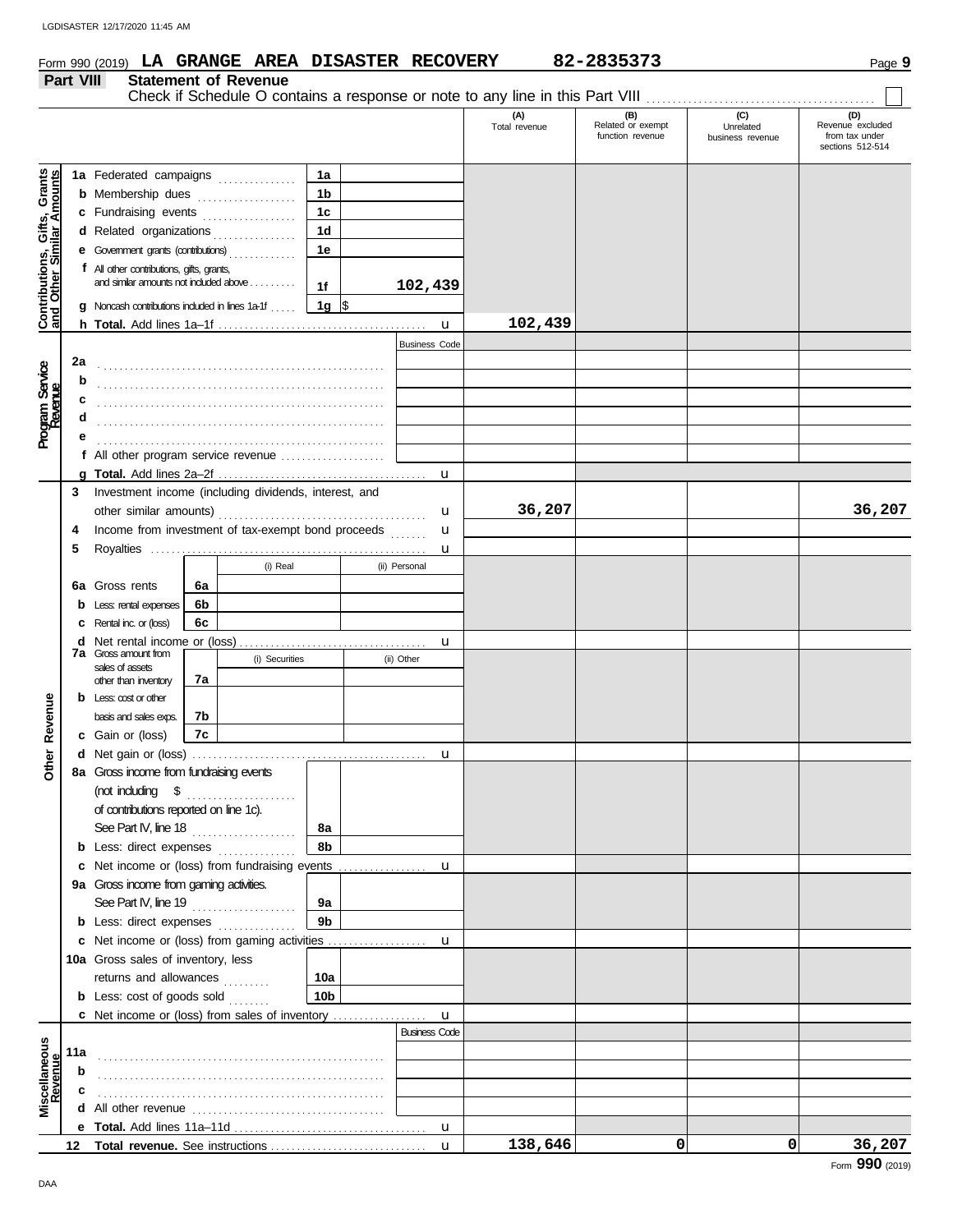Form 990 (2019) **LA GRANGE AREA DISASTER RECOVERY** **82-2835373** Page **9**

## Part VIII Statement of Revenue

Check if Schedule O contains a response or note to any line in this Part VIII ☐

| | | | (A) Total revenue | (B) Related or exempt function revenue | (C) Unrelated business revenue | (D) Revenue excluded from tax under sections 512-514 |
|---|---|---|---|---|---|---|
| **Contributions, Gifts, Grants and Other Similar Amounts** | 1a Federated campaigns | 1a | | | | |
| | b Membership dues | 1b | | | | |
| | c Fundraising events | 1c | | | | |
| | d Related organizations | 1d | | | | |
| | e Government grants (contributions) | 1e | | | | |
| | f All other contributions, gifts, grants, and similar amounts not included above | 1f 102,439 | | | | |
| | g Noncash contributions included in lines 1a-1f | 1g $ | | | | |
| | h **Total.** Add lines 1a–1f | | 102,439 | | | |
| **Program Service Revenue** | | Business Code | | | | |
| | 2a | | | | | |
| | b | | | | | |
| | c | | | | | |
| | d | | | | | |
| | e | | | | | |
| | f All other program service revenue | | | | | |
| | g **Total.** Add lines 2a–2f | | | | | |
| **Other Revenue** | 3 Investment income (including dividends, interest, and other similar amounts) | | 36,207 | | | 36,207 |
| | 4 Income from investment of tax-exempt bond proceeds | | | | | |
| | 5 Royalties | | | | | |
| | | (i) Real / (ii) Personal | | | | |
| | 6a Gross rents | 6a | | | | |
| | b Less: rental expenses | 6b | | | | |
| | c Rental inc. or (loss) | 6c | | | | |
| | d Net rental income or (loss) | | | | | |
| | 7a Gross amount from sales of assets other than inventory | (i) Securities / (ii) Other 7a | | | | |
| | b Less: cost or other basis and sales exps. | 7b | | | | |
| | c Gain or (loss) | 7c | | | | |
| | d Net gain or (loss) | | | | | |
| | 8a Gross income from fundraising events (not including $ of contributions reported on line 1c). See Part IV, line 18 | 8a | | | | |
| | b Less: direct expenses | 8b | | | | |
| | c Net income or (loss) from fundraising events | | | | | |
| | 9a Gross income from gaming activities. See Part IV, line 19 | 9a | | | | |
| | b Less: direct expenses | 9b | | | | |
| | c Net income or (loss) from gaming activities | | | | | |
| | 10a Gross sales of inventory, less returns and allowances | 10a | | | | |
| | b Less: cost of goods sold | 10b | | | | |
| | c Net income or (loss) from sales of inventory | | | | | |
| **Miscellaneous Revenue** | | Business Code | | | | |
| | 11a | | | | | |
| | b | | | | | |
| | c | | | | | |
| | d All other revenue | | | | | |
| | e **Total.** Add lines 11a–11d | | | | | |
| | 12 **Total revenue.** See instructions | | 138,646 | 0 | 0 | 36,207 |

Form **990** (2019)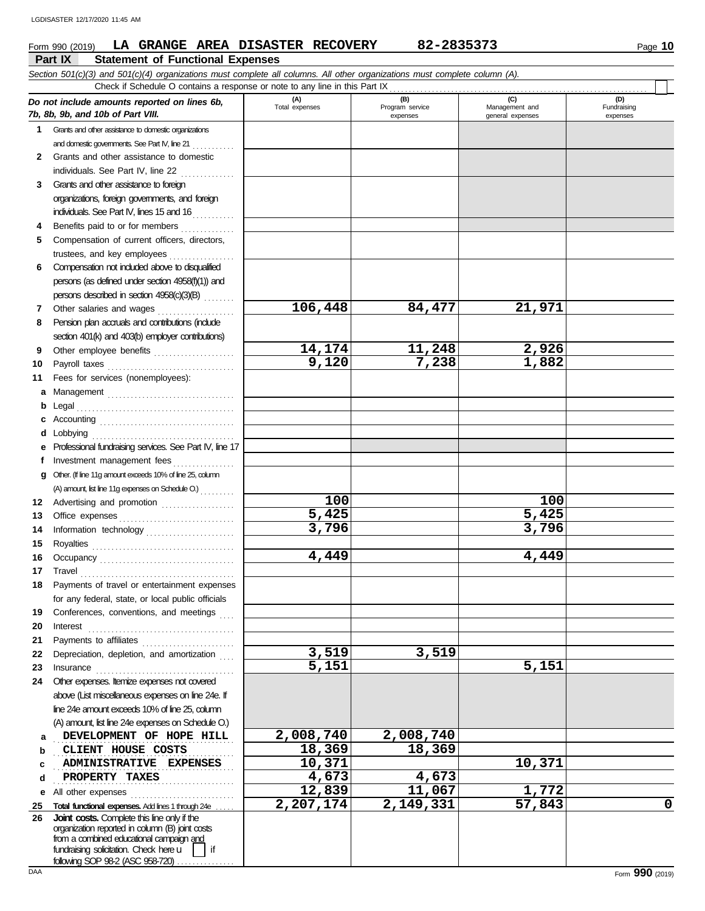Form 990 (2019) **LA GRANGE AREA DISASTER RECOVERY** **82-2835373**

## Part IX Statement of Functional Expenses

*Section 501(c)(3) and 501(c)(4) organizations must complete all columns. All other organizations must complete column (A).*

Check if Schedule O contains a response or note to any line in this Part IX

| *Do not include amounts reported on lines 6b, 7b, 8b, 9b, and 10b of Part VIII.* | (A) Total expenses | (B) Program service expenses | (C) Management and general expenses | (D) Fundraising expenses |
|---|---|---|---|---|
| **1** Grants and other assistance to domestic organizations and domestic governments. See Part IV, line 21 | | | | |
| **2** Grants and other assistance to domestic individuals. See Part IV, line 22 | | | | |
| **3** Grants and other assistance to foreign organizations, foreign governments, and foreign individuals. See Part IV, lines 15 and 16 | | | | |
| **4** Benefits paid to or for members | | | | |
| **5** Compensation of current officers, directors, trustees, and key employees | | | | |
| **6** Compensation not included above to disqualified persons (as defined under section 4958(f)(1)) and persons described in section 4958(c)(3)(B) | | | | |
| **7** Other salaries and wages | 106,448 | 84,477 | 21,971 | |
| **8** Pension plan accruals and contributions (include section 401(k) and 403(b) employer contributions) | | | | |
| **9** Other employee benefits | 14,174 | 11,248 | 2,926 | |
| **10** Payroll taxes | 9,120 | 7,238 | 1,882 | |
| **11** Fees for services (nonemployees): | | | | |
| **a** Management | | | | |
| **b** Legal | | | | |
| **c** Accounting | | | | |
| **d** Lobbying | | | | |
| **e** Professional fundraising services. See Part IV, line 17 | | | | |
| **f** Investment management fees | | | | |
| **g** Other. (If line 11g amount exceeds 10% of line 25, column (A) amount, list line 11g expenses on Schedule O.) | | | | |
| **12** Advertising and promotion | 100 | | 100 | |
| **13** Office expenses | 5,425 | | 5,425 | |
| **14** Information technology | 3,796 | | 3,796 | |
| **15** Royalties | | | | |
| **16** Occupancy | 4,449 | | 4,449 | |
| **17** Travel | | | | |
| **18** Payments of travel or entertainment expenses for any federal, state, or local public officials | | | | |
| **19** Conferences, conventions, and meetings | | | | |
| **20** Interest | | | | |
| **21** Payments to affiliates | | | | |
| **22** Depreciation, depletion, and amortization | 3,519 | 3,519 | | |
| **23** Insurance | 5,151 | | 5,151 | |
| **24** Other expenses. Itemize expenses not covered above (List miscellaneous expenses on line 24e. If line 24e amount exceeds 10% of line 25, column (A) amount, list line 24e expenses on Schedule O.) | | | | |
| **a** DEVELOPMENT OF HOPE HILL | 2,008,740 | 2,008,740 | | |
| **b** CLIENT HOUSE COSTS | 18,369 | 18,369 | | |
| **c** ADMINISTRATIVE EXPENSES | 10,371 | | 10,371 | |
| **d** PROPERTY TAXES | 4,673 | 4,673 | | |
| **e** All other expenses | 12,839 | 11,067 | 1,772 | |
| **25** **Total functional expenses.** Add lines 1 through 24e | 2,207,174 | 2,149,331 | 57,843 | 0 |
| **26** **Joint costs.** Complete this line only if the organization reported in column (B) joint costs from a combined educational campaign and fundraising solicitation. Check here ☐ if following SOP 98-2 (ASC 958-720) | | | | |

Form **990** (2019)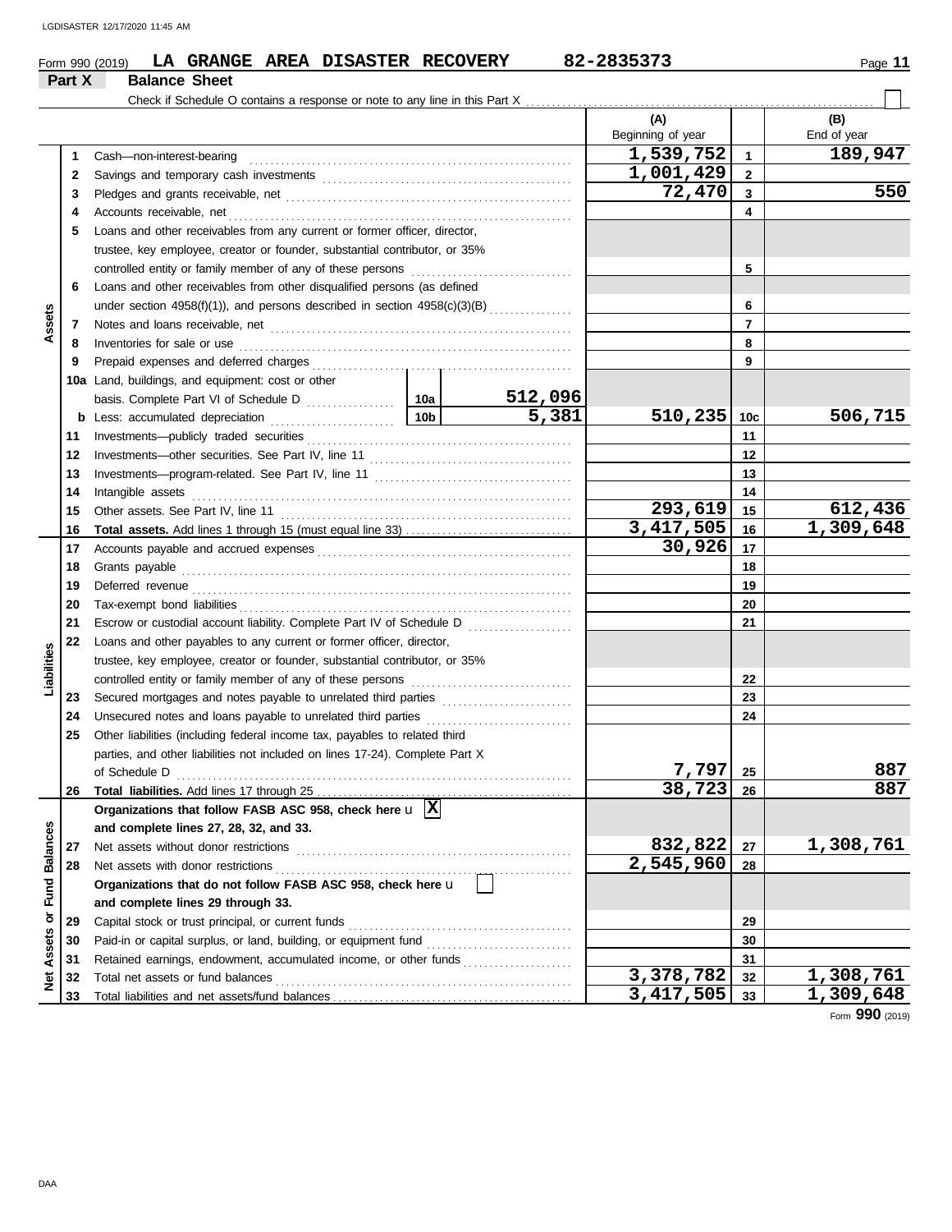Form 990 (2019) **LA GRANGE AREA DISASTER RECOVERY** 82-2835373 Page **11**

## Part X Balance Sheet

Check if Schedule O contains a response or note to any line in this Part X ☐

| | | | | | (A) Beginning of year | | (B) End of year |
|---|---|---|---|---|---|---|---|
| **Assets** | 1 | Cash—non-interest-bearing | | | 1,539,752 | 1 | 189,947 |
| | 2 | Savings and temporary cash investments | | | 1,001,429 | 2 | |
| | 3 | Pledges and grants receivable, net | | | 72,470 | 3 | 550 |
| | 4 | Accounts receivable, net | | | | 4 | |
| | 5 | Loans and other receivables from any current or former officer, director, trustee, key employee, creator or founder, substantial contributor, or 35% controlled entity or family member of any of these persons | | | | 5 | |
| | 6 | Loans and other receivables from other disqualified persons (as defined under section 4958(f)(1)), and persons described in section 4958(c)(3)(B) | | | | 6 | |
| | 7 | Notes and loans receivable, net | | | | 7 | |
| | 8 | Inventories for sale or use | | | | 8 | |
| | 9 | Prepaid expenses and deferred charges | | | | 9 | |
| | 10a | Land, buildings, and equipment: cost or other basis. Complete Part VI of Schedule D | 10a | 512,096 | | | |
| | b | Less: accumulated depreciation | 10b | 5,381 | 510,235 | 10c | 506,715 |
| | 11 | Investments—publicly traded securities | | | | 11 | |
| | 12 | Investments—other securities. See Part IV, line 11 | | | | 12 | |
| | 13 | Investments—program-related. See Part IV, line 11 | | | | 13 | |
| | 14 | Intangible assets | | | | 14 | |
| | 15 | Other assets. See Part IV, line 11 | | | 293,619 | 15 | 612,436 |
| | 16 | **Total assets.** Add lines 1 through 15 (must equal line 33) | | | 3,417,505 | 16 | 1,309,648 |
| **Liabilities** | 17 | Accounts payable and accrued expenses | | | 30,926 | 17 | |
| | 18 | Grants payable | | | | 18 | |
| | 19 | Deferred revenue | | | | 19 | |
| | 20 | Tax-exempt bond liabilities | | | | 20 | |
| | 21 | Escrow or custodial account liability. Complete Part IV of Schedule D | | | | 21 | |
| | 22 | Loans and other payables to any current or former officer, director, trustee, key employee, creator or founder, substantial contributor, or 35% controlled entity or family member of any of these persons | | | | 22 | |
| | 23 | Secured mortgages and notes payable to unrelated third parties | | | | 23 | |
| | 24 | Unsecured notes and loans payable to unrelated third parties | | | | 24 | |
| | 25 | Other liabilities (including federal income tax, payables to related third parties, and other liabilities not included on lines 17-24). Complete Part X of Schedule D | | | 7,797 | 25 | 887 |
| | 26 | **Total liabilities.** Add lines 17 through 25 | | | 38,723 | 26 | 887 |
| **Net Assets or Fund Balances** | | **Organizations that follow FASB ASC 958, check here** ☒ **and complete lines 27, 28, 32, and 33.** | | | | | |
| | 27 | Net assets without donor restrictions | | | 832,822 | 27 | 1,308,761 |
| | 28 | Net assets with donor restrictions | | | 2,545,960 | 28 | |
| | | **Organizations that do not follow FASB ASC 958, check here** ☐ **and complete lines 29 through 33.** | | | | | |
| | 29 | Capital stock or trust principal, or current funds | | | | 29 | |
| | 30 | Paid-in or capital surplus, or land, building, or equipment fund | | | | 30 | |
| | 31 | Retained earnings, endowment, accumulated income, or other funds | | | | 31 | |
| | 32 | Total net assets or fund balances | | | 3,378,782 | 32 | 1,308,761 |
| | 33 | Total liabilities and net assets/fund balances | | | 3,417,505 | 33 | 1,309,648 |

Form **990** (2019)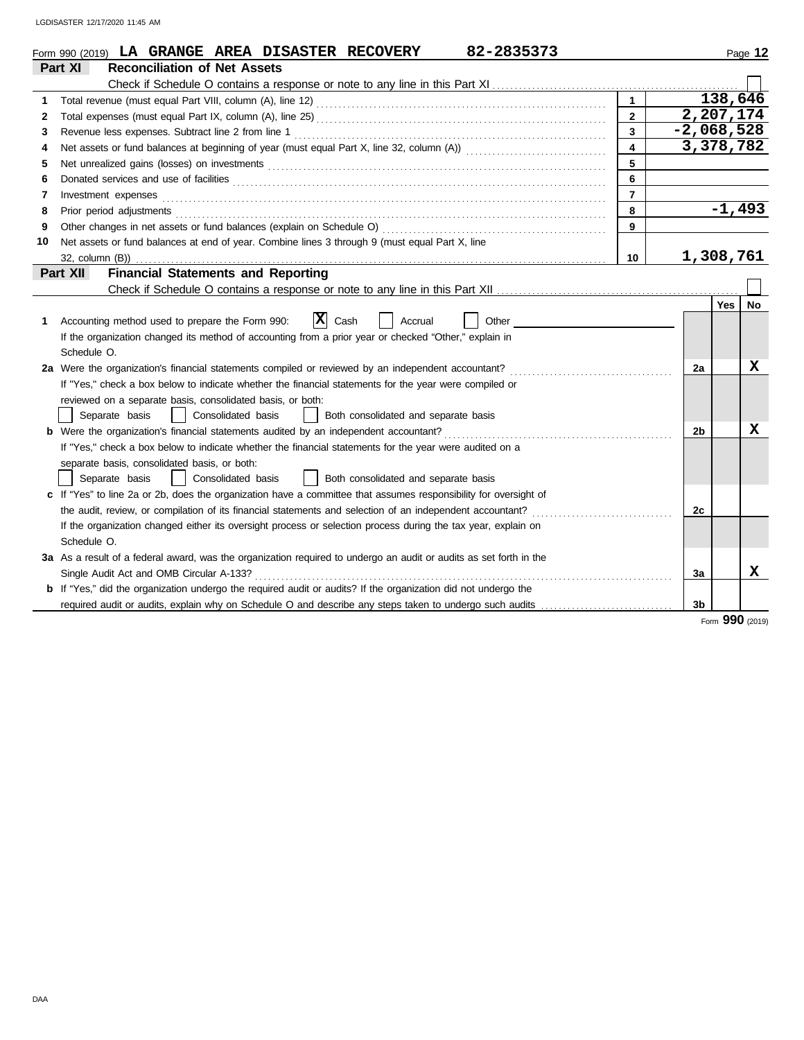LGDISASTER 12/17/2020 11:45 AM

Form 990 (2019) **LA GRANGE AREA DISASTER RECOVERY 82-2835373** Page **12**

## Part XI Reconciliation of Net Assets

Check if Schedule O contains a response or note to any line in this Part XI ☐

| | | | |
|---|---|---|---|
| 1 | Total revenue (must equal Part VIII, column (A), line 12) | 1 | 138,646 |
| 2 | Total expenses (must equal Part IX, column (A), line 25) | 2 | 2,207,174 |
| 3 | Revenue less expenses. Subtract line 2 from line 1 | 3 | -2,068,528 |
| 4 | Net assets or fund balances at beginning of year (must equal Part X, line 32, column (A)) | 4 | 3,378,782 |
| 5 | Net unrealized gains (losses) on investments | 5 | |
| 6 | Donated services and use of facilities | 6 | |
| 7 | Investment expenses | 7 | |
| 8 | Prior period adjustments | 8 | -1,493 |
| 9 | Other changes in net assets or fund balances (explain on Schedule O) | 9 | |
| 10 | Net assets or fund balances at end of year. Combine lines 3 through 9 (must equal Part X, line 32, column (B)) | 10 | 1,308,761 |

## Part XII Financial Statements and Reporting

Check if Schedule O contains a response or note to any line in this Part XII ☐

| | | | Yes | No |
|---|---|---|---|---|
| 1 | Accounting method used to prepare the Form 990: ☒ Cash ☐ Accrual ☐ Other<br>If the organization changed its method of accounting from a prior year or checked "Other," explain in Schedule O. | | | |
| 2a | Were the organization's financial statements compiled or reviewed by an independent accountant?<br>If "Yes," check a box below to indicate whether the financial statements for the year were compiled or reviewed on a separate basis, consolidated basis, or both:<br>☐ Separate basis ☐ Consolidated basis ☐ Both consolidated and separate basis | 2a | | X |
| b | Were the organization's financial statements audited by an independent accountant?<br>If "Yes," check a box below to indicate whether the financial statements for the year were audited on a separate basis, consolidated basis, or both:<br>☐ Separate basis ☐ Consolidated basis ☐ Both consolidated and separate basis | 2b | | X |
| c | If "Yes" to line 2a or 2b, does the organization have a committee that assumes responsibility for oversight of the audit, review, or compilation of its financial statements and selection of an independent accountant?<br>If the organization changed either its oversight process or selection process during the tax year, explain on Schedule O. | 2c | | |
| 3a | As a result of a federal award, was the organization required to undergo an audit or audits as set forth in the Single Audit Act and OMB Circular A-133? | 3a | | X |
| b | If "Yes," did the organization undergo the required audit or audits? If the organization did not undergo the required audit or audits, explain why on Schedule O and describe any steps taken to undergo such audits | 3b | | |

Form **990** (2019)

DAA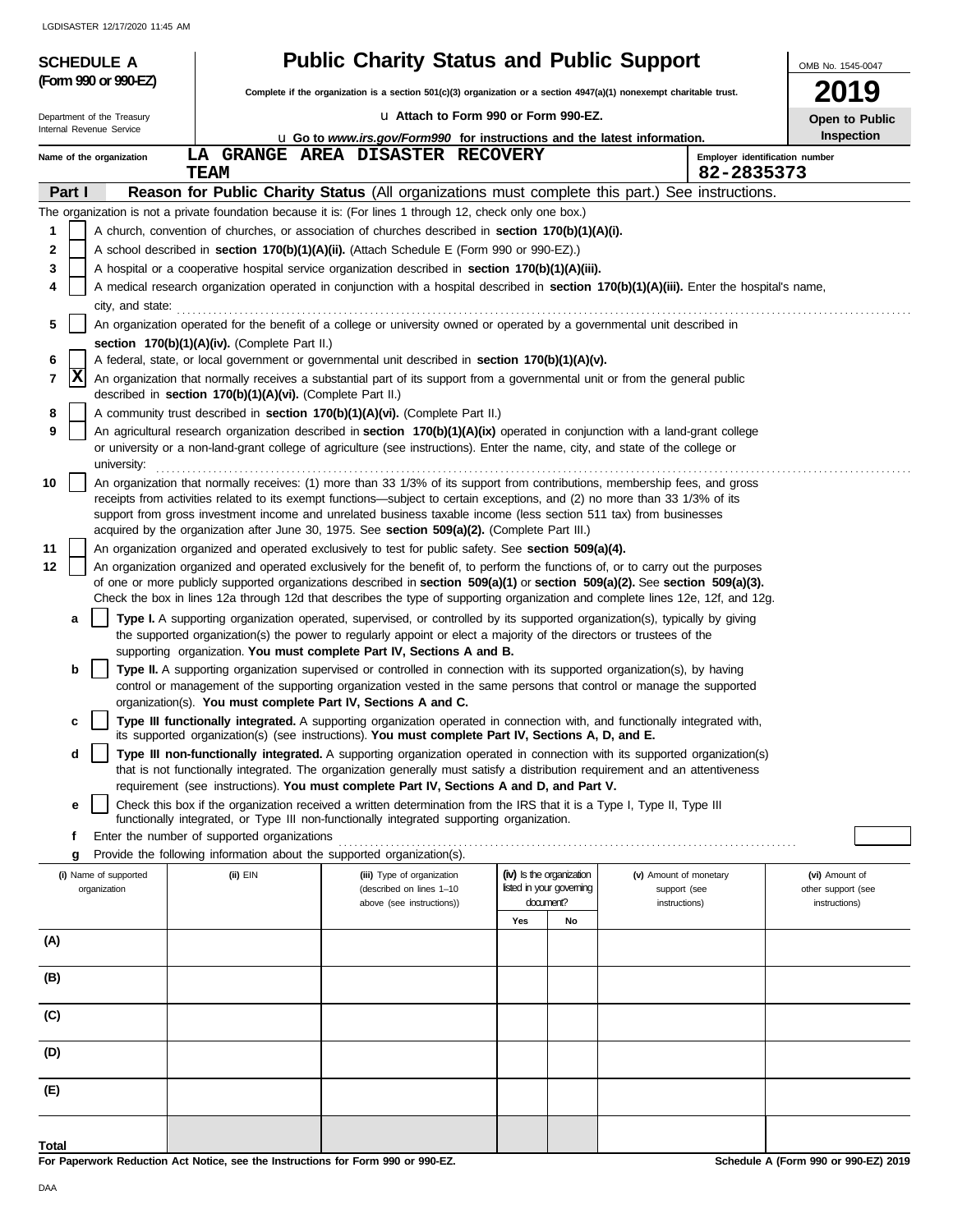LGDISASTER 12/17/2020 11:45 AM

# SCHEDULE A (Form 990 or 990-EZ)

Department of the Treasury
Internal Revenue Service

## Public Charity Status and Public Support

**Complete if the organization is a section 501(c)(3) organization or a section 4947(a)(1) nonexempt charitable trust.**

u **Attach to Form 990 or Form 990-EZ.**

u **Go to *www.irs.gov/Form990* for instructions and the latest information.**

OMB No. 1545-0047

**2019**

**Open to Public Inspection**

Name of the organization: **LA GRANGE AREA DISASTER RECOVERY TEAM**

Employer identification number: **82-2835373**

**Part I** **Reason for Public Charity Status** (All organizations must complete this part.) See instructions.

The organization is not a private foundation because it is: (For lines 1 through 12, check only one box.)

1 [ ] A church, convention of churches, or association of churches described in **section 170(b)(1)(A)(i).**

2 [ ] A school described in **section 170(b)(1)(A)(ii).** (Attach Schedule E (Form 990 or 990-EZ).)

3 [ ] A hospital or a cooperative hospital service organization described in **section 170(b)(1)(A)(iii).**

4 [ ] A medical research organization operated in conjunction with a hospital described in **section 170(b)(1)(A)(iii).** Enter the hospital's name, city, and state: ......

5 [ ] An organization operated for the benefit of a college or university owned or operated by a governmental unit described in **section 170(b)(1)(A)(iv).** (Complete Part II.)

6 [ ] A federal, state, or local government or governmental unit described in **section 170(b)(1)(A)(v).**

7 [X] An organization that normally receives a substantial part of its support from a governmental unit or from the general public described in **section 170(b)(1)(A)(vi).** (Complete Part II.)

8 [ ] A community trust described in **section 170(b)(1)(A)(vi).** (Complete Part II.)

9 [ ] An agricultural research organization described in **section 170(b)(1)(A)(ix)** operated in conjunction with a land-grant college or university or a non-land-grant college of agriculture (see instructions). Enter the name, city, and state of the college or university: ......

10 [ ] An organization that normally receives: (1) more than 33 1/3% of its support from contributions, membership fees, and gross receipts from activities related to its exempt functions—subject to certain exceptions, and (2) no more than 33 1/3% of its support from gross investment income and unrelated business taxable income (less section 511 tax) from businesses acquired by the organization after June 30, 1975. See **section 509(a)(2).** (Complete Part III.)

11 [ ] An organization organized and operated exclusively to test for public safety. See **section 509(a)(4).**

12 [ ] An organization organized and operated exclusively for the benefit of, to perform the functions of, or to carry out the purposes of one or more publicly supported organizations described in **section 509(a)(1)** or **section 509(a)(2).** See **section 509(a)(3).** Check the box in lines 12a through 12d that describes the type of supporting organization and complete lines 12e, 12f, and 12g.

a [ ] **Type I.** A supporting organization operated, supervised, or controlled by its supported organization(s), typically by giving the supported organization(s) the power to regularly appoint or elect a majority of the directors or trustees of the supporting organization. **You must complete Part IV, Sections A and B.**

b [ ] **Type II.** A supporting organization supervised or controlled in connection with its supported organization(s), by having control or management of the supporting organization vested in the same persons that control or manage the supported organization(s). **You must complete Part IV, Sections A and C.**

c [ ] **Type III functionally integrated.** A supporting organization operated in connection with, and functionally integrated with, its supported organization(s) (see instructions). **You must complete Part IV, Sections A, D, and E.**

d [ ] **Type III non-functionally integrated.** A supporting organization operated in connection with its supported organization(s) that is not functionally integrated. The organization generally must satisfy a distribution requirement and an attentiveness requirement (see instructions). **You must complete Part IV, Sections A and D, and Part V.**

e [ ] Check this box if the organization received a written determination from the IRS that it is a Type I, Type II, Type III functionally integrated, or Type III non-functionally integrated supporting organization.

f Enter the number of supported organizations ......

g Provide the following information about the supported organization(s).

| (i) Name of supported organization | (ii) EIN | (iii) Type of organization (described on lines 1–10 above (see instructions)) | (iv) Is the organization listed in your governing document? | | (v) Amount of monetary support (see instructions) | (vi) Amount of other support (see instructions) |
|---|---|---|---|---|---|---|
| | | | Yes | No | | |
| (A) | | | | | | |
| (B) | | | | | | |
| (C) | | | | | | |
| (D) | | | | | | |
| (E) | | | | | | |
| Total | | | | | | |

**For Paperwork Reduction Act Notice, see the Instructions for Form 990 or 990-EZ.**

**Schedule A (Form 990 or 990-EZ) 2019**

DAA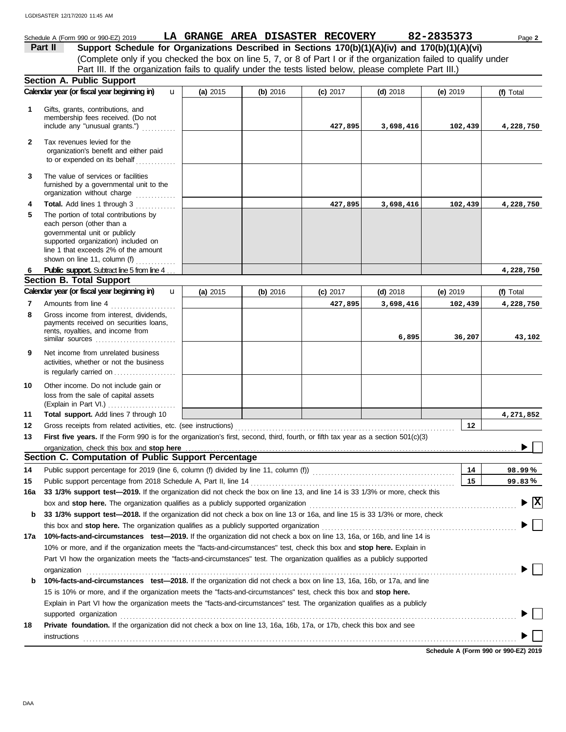Schedule A (Form 990 or 990-EZ) 2019 **LA GRANGE AREA DISASTER RECOVERY 82-2835373**

**Part II** **Support Schedule for Organizations Described in Sections 170(b)(1)(A)(iv) and 170(b)(1)(A)(vi)**

(Complete only if you checked the box on line 5, 7, or 8 of Part I or if the organization failed to qualify under Part III. If the organization fails to qualify under the tests listed below, please complete Part III.)

**Section A. Public Support**

| Calendar year (or fiscal year beginning in) | (a) 2015 | (b) 2016 | (c) 2017 | (d) 2018 | (e) 2019 | (f) Total |
|---|---|---|---|---|---|---|
| **1** Gifts, grants, contributions, and membership fees received. (Do not include any "unusual grants.") | | | 427,895 | 3,698,416 | 102,439 | 4,228,750 |
| **2** Tax revenues levied for the organization's benefit and either paid to or expended on its behalf | | | | | | |
| **3** The value of services or facilities furnished by a governmental unit to the organization without charge | | | | | | |
| **4** **Total.** Add lines 1 through 3 | | | 427,895 | 3,698,416 | 102,439 | 4,228,750 |
| **5** The portion of total contributions by each person (other than a governmental unit or publicly supported organization) included on line 1 that exceeds 2% of the amount shown on line 11, column (f) | | | | | | |
| **6** **Public support.** Subtract line 5 from line 4 | | | | | | 4,228,750 |

**Section B. Total Support**

| Calendar year (or fiscal year beginning in) | (a) 2015 | (b) 2016 | (c) 2017 | (d) 2018 | (e) 2019 | (f) Total |
|---|---|---|---|---|---|---|
| **7** Amounts from line 4 | | | 427,895 | 3,698,416 | 102,439 | 4,228,750 |
| **8** Gross income from interest, dividends, payments received on securities loans, rents, royalties, and income from similar sources | | | | 6,895 | 36,207 | 43,102 |
| **9** Net income from unrelated business activities, whether or not the business is regularly carried on | | | | | | |
| **10** Other income. Do not include gain or loss from the sale of capital assets (Explain in Part VI.) | | | | | | |
| **11** **Total support.** Add lines 7 through 10 | | | | | | 4,271,852 |

**12** Gross receipts from related activities, etc. (see instructions) | **12** |

**13** **First five years.** If the Form 990 is for the organization's first, second, third, fourth, or fifth tax year as a section 501(c)(3) organization, check this box and **stop here** ☐

**Section C. Computation of Public Support Percentage**

**14** Public support percentage for 2019 (line 6, column (f) divided by line 11, column (f)) | **14** | **98.99 %**

**15** Public support percentage from 2018 Schedule A, Part II, line 14 | **15** | **99.83 %**

**16a** **33 1/3% support test—2019.** If the organization did not check the box on line 13, and line 14 is 33 1/3% or more, check this box and **stop here.** The organization qualifies as a publicly supported organization ☒

**b** **33 1/3% support test—2018.** If the organization did not check a box on line 13 or 16a, and line 15 is 33 1/3% or more, check this box and **stop here.** The organization qualifies as a publicly supported organization ☐

**17a** **10%-facts-and-circumstances test—2019.** If the organization did not check a box on line 13, 16a, or 16b, and line 14 is 10% or more, and if the organization meets the "facts-and-circumstances" test, check this box and **stop here.** Explain in Part VI how the organization meets the "facts-and-circumstances" test. The organization qualifies as a publicly supported organization ☐

**b** **10%-facts-and-circumstances test—2018.** If the organization did not check a box on line 13, 16a, 16b, or 17a, and line 15 is 10% or more, and if the organization meets the "facts-and-circumstances" test, check this box and **stop here.** Explain in Part VI how the organization meets the "facts-and-circumstances" test. The organization qualifies as a publicly supported organization ☐

**18** **Private foundation.** If the organization did not check a box on line 13, 16a, 16b, 17a, or 17b, check this box and see instructions ☐

**Schedule A (Form 990 or 990-EZ) 2019**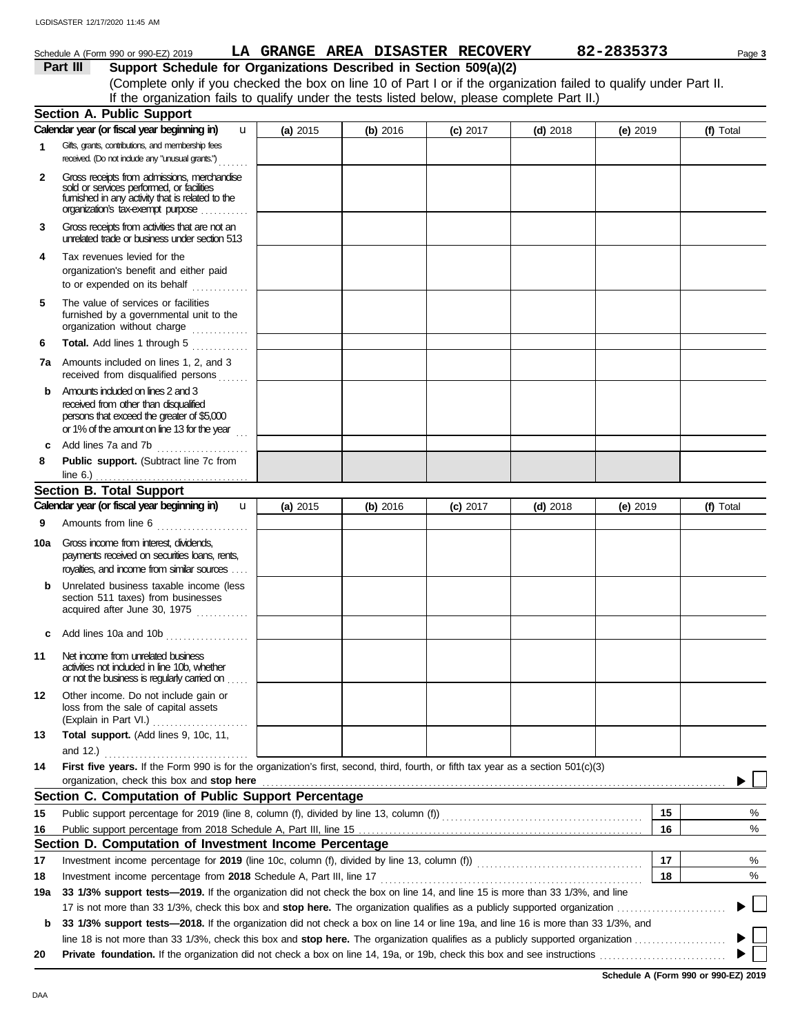Schedule A (Form 990 or 990-EZ) 2019 **LA GRANGE AREA DISASTER RECOVERY** **82-2835373**

## Part III Support Schedule for Organizations Described in Section 509(a)(2)

(Complete only if you checked the box on line 10 of Part I or if the organization failed to qualify under Part II. If the organization fails to qualify under the tests listed below, please complete Part II.)

### Section A. Public Support

| Calendar year (or fiscal year beginning in) | (a) 2015 | (b) 2016 | (c) 2017 | (d) 2018 | (e) 2019 | (f) Total |
|---|---|---|---|---|---|---|
| **1** Gifts, grants, contributions, and membership fees received. (Do not include any "unusual grants.") | | | | | | |
| **2** Gross receipts from admissions, merchandise sold or services performed, or facilities furnished in any activity that is related to the organization's tax-exempt purpose | | | | | | |
| **3** Gross receipts from activities that are not an unrelated trade or business under section 513 | | | | | | |
| **4** Tax revenues levied for the organization's benefit and either paid to or expended on its behalf | | | | | | |
| **5** The value of services or facilities furnished by a governmental unit to the organization without charge | | | | | | |
| **6** **Total.** Add lines 1 through 5 | | | | | | |
| **7a** Amounts included on lines 1, 2, and 3 received from disqualified persons | | | | | | |
| **b** Amounts included on lines 2 and 3 received from other than disqualified persons that exceed the greater of $5,000 or 1% of the amount on line 13 for the year | | | | | | |
| **c** Add lines 7a and 7b | | | | | | |
| **8** **Public support.** (Subtract line 7c from line 6.) | | | | | | |

### Section B. Total Support

| Calendar year (or fiscal year beginning in) | (a) 2015 | (b) 2016 | (c) 2017 | (d) 2018 | (e) 2019 | (f) Total |
|---|---|---|---|---|---|---|
| **9** Amounts from line 6 | | | | | | |
| **10a** Gross income from interest, dividends, payments received on securities loans, rents, royalties, and income from similar sources | | | | | | |
| **b** Unrelated business taxable income (less section 511 taxes) from businesses acquired after June 30, 1975 | | | | | | |
| **c** Add lines 10a and 10b | | | | | | |
| **11** Net income from unrelated business activities not included in line 10b, whether or not the business is regularly carried on | | | | | | |
| **12** Other income. Do not include gain or loss from the sale of capital assets (Explain in Part VI.) | | | | | | |
| **13** **Total support.** (Add lines 9, 10c, 11, and 12.) | | | | | | |

**14** **First five years.** If the Form 990 is for the organization's first, second, third, fourth, or fifth tax year as a section 501(c)(3) organization, check this box and **stop here** ☐

### Section C. Computation of Public Support Percentage

| | | | |
|---|---|---|---|
| **15** | Public support percentage for 2019 (line 8, column (f), divided by line 13, column (f)) | 15 | % |
| **16** | Public support percentage from 2018 Schedule A, Part III, line 15 | 16 | % |

### Section D. Computation of Investment Income Percentage

| | | | |
|---|---|---|---|
| **17** | Investment income percentage for **2019** (line 10c, column (f), divided by line 13, column (f)) | 17 | % |
| **18** | Investment income percentage from **2018** Schedule A, Part III, line 17 | 18 | % |

**19a** **33 1/3% support tests—2019.** If the organization did not check the box on line 14, and line 15 is more than 33 1/3%, and line 17 is not more than 33 1/3%, check this box and **stop here.** The organization qualifies as a publicly supported organization ☐

**b** **33 1/3% support tests—2018.** If the organization did not check a box on line 14 or line 19a, and line 16 is more than 33 1/3%, and line 18 is not more than 33 1/3%, check this box and **stop here.** The organization qualifies as a publicly supported organization ☐

**20** **Private foundation.** If the organization did not check a box on line 14, 19a, or 19b, check this box and see instructions ☐

**Schedule A (Form 990 or 990-EZ) 2019**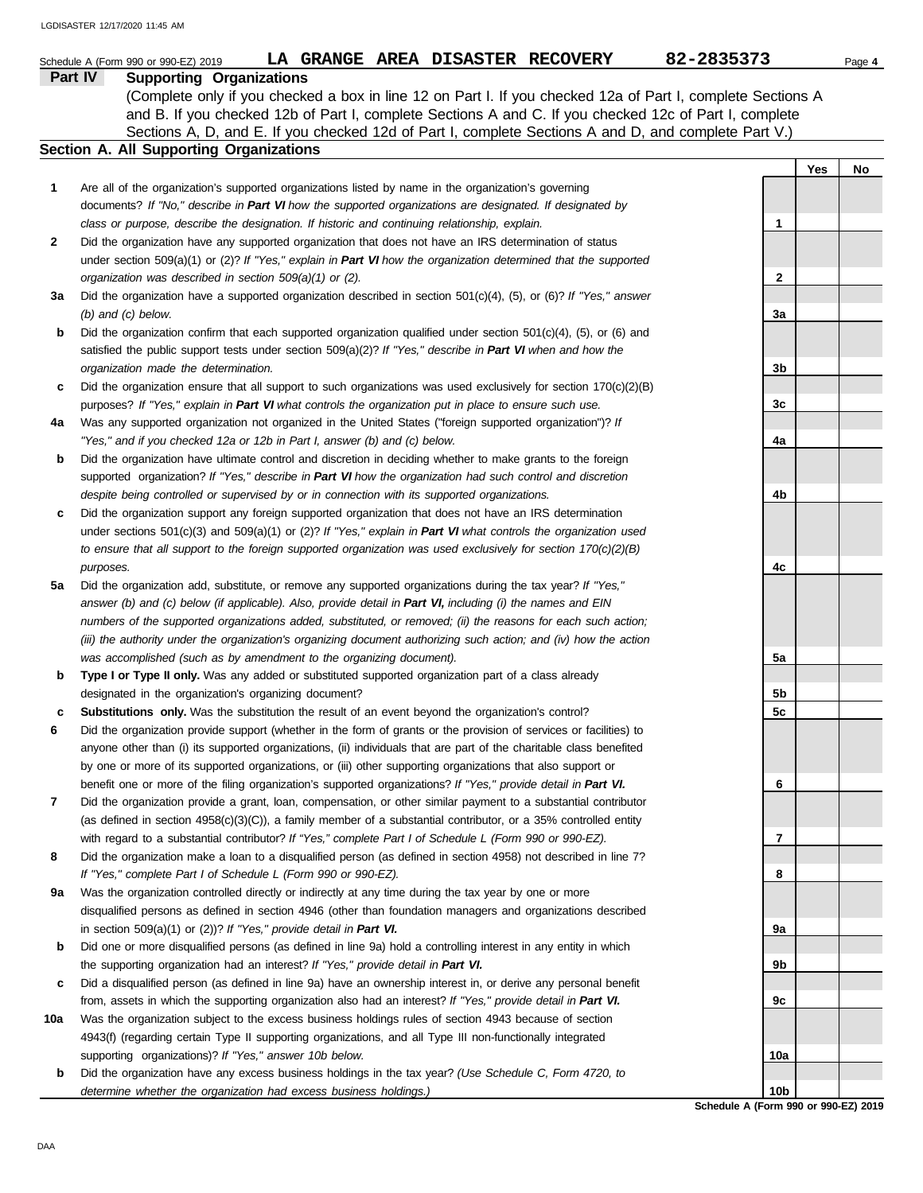Schedule A (Form 990 or 990-EZ) 2019 **LA GRANGE AREA DISASTER RECOVERY 82-2835373**

## Part IV Supporting Organizations

(Complete only if you checked a box in line 12 on Part I. If you checked 12a of Part I, complete Sections A and B. If you checked 12b of Part I, complete Sections A and C. If you checked 12c of Part I, complete Sections A, D, and E. If you checked 12d of Part I, complete Sections A and D, and complete Part V.)

### Section A. All Supporting Organizations

| | | | Yes | No |
|---|---|---|---|---|
| **1** | Are all of the organization's supported organizations listed by name in the organization's governing documents? *If "No," describe in **Part VI** how the supported organizations are designated. If designated by class or purpose, describe the designation. If historic and continuing relationship, explain.* | 1 | | |
| **2** | Did the organization have any supported organization that does not have an IRS determination of status under section 509(a)(1) or (2)? *If "Yes," explain in **Part VI** how the organization determined that the supported organization was described in section 509(a)(1) or (2).* | 2 | | |
| **3a** | Did the organization have a supported organization described in section 501(c)(4), (5), or (6)? *If "Yes," answer (b) and (c) below.* | 3a | | |
| **b** | Did the organization confirm that each supported organization qualified under section 501(c)(4), (5), or (6) and satisfied the public support tests under section 509(a)(2)? *If "Yes," describe in **Part VI** when and how the organization made the determination.* | 3b | | |
| **c** | Did the organization ensure that all support to such organizations was used exclusively for section 170(c)(2)(B) purposes? *If "Yes," explain in **Part VI** what controls the organization put in place to ensure such use.* | 3c | | |
| **4a** | Was any supported organization not organized in the United States ("foreign supported organization")? *If "Yes," and if you checked 12a or 12b in Part I, answer (b) and (c) below.* | 4a | | |
| **b** | Did the organization have ultimate control and discretion in deciding whether to make grants to the foreign supported organization? *If "Yes," describe in **Part VI** how the organization had such control and discretion despite being controlled or supervised by or in connection with its supported organizations.* | 4b | | |
| **c** | Did the organization support any foreign supported organization that does not have an IRS determination under sections 501(c)(3) and 509(a)(1) or (2)? *If "Yes," explain in **Part VI** what controls the organization used to ensure that all support to the foreign supported organization was used exclusively for section 170(c)(2)(B) purposes.* | 4c | | |
| **5a** | Did the organization add, substitute, or remove any supported organizations during the tax year? *If "Yes," answer (b) and (c) below (if applicable). Also, provide detail in **Part VI,** including (i) the names and EIN numbers of the supported organizations added, substituted, or removed; (ii) the reasons for each such action; (iii) the authority under the organization's organizing document authorizing such action; and (iv) how the action was accomplished (such as by amendment to the organizing document).* | 5a | | |
| **b** | **Type I or Type II only.** Was any added or substituted supported organization part of a class already designated in the organization's organizing document? | 5b | | |
| **c** | **Substitutions only.** Was the substitution the result of an event beyond the organization's control? | 5c | | |
| **6** | Did the organization provide support (whether in the form of grants or the provision of services or facilities) to anyone other than (i) its supported organizations, (ii) individuals that are part of the charitable class benefited by one or more of its supported organizations, or (iii) other supporting organizations that also support or benefit one or more of the filing organization's supported organizations? *If "Yes," provide detail in **Part VI.*** | 6 | | |
| **7** | Did the organization provide a grant, loan, compensation, or other similar payment to a substantial contributor (as defined in section 4958(c)(3)(C)), a family member of a substantial contributor, or a 35% controlled entity with regard to a substantial contributor? *If "Yes," complete Part I of Schedule L (Form 990 or 990-EZ).* | 7 | | |
| **8** | Did the organization make a loan to a disqualified person (as defined in section 4958) not described in line 7? *If "Yes," complete Part I of Schedule L (Form 990 or 990-EZ).* | 8 | | |
| **9a** | Was the organization controlled directly or indirectly at any time during the tax year by one or more disqualified persons as defined in section 4946 (other than foundation managers and organizations described in section 509(a)(1) or (2))? *If "Yes," provide detail in **Part VI.*** | 9a | | |
| **b** | Did one or more disqualified persons (as defined in line 9a) hold a controlling interest in any entity in which the supporting organization had an interest? *If "Yes," provide detail in **Part VI.*** | 9b | | |
| **c** | Did a disqualified person (as defined in line 9a) have an ownership interest in, or derive any personal benefit from, assets in which the supporting organization also had an interest? *If "Yes," provide detail in **Part VI.*** | 9c | | |
| **10a** | Was the organization subject to the excess business holdings rules of section 4943 because of section 4943(f) (regarding certain Type II supporting organizations, and all Type III non-functionally integrated supporting organizations)? *If "Yes," answer 10b below.* | 10a | | |
| **b** | Did the organization have any excess business holdings in the tax year? *(Use Schedule C, Form 4720, to determine whether the organization had excess business holdings.)* | 10b | | |

**Schedule A (Form 990 or 990-EZ) 2019**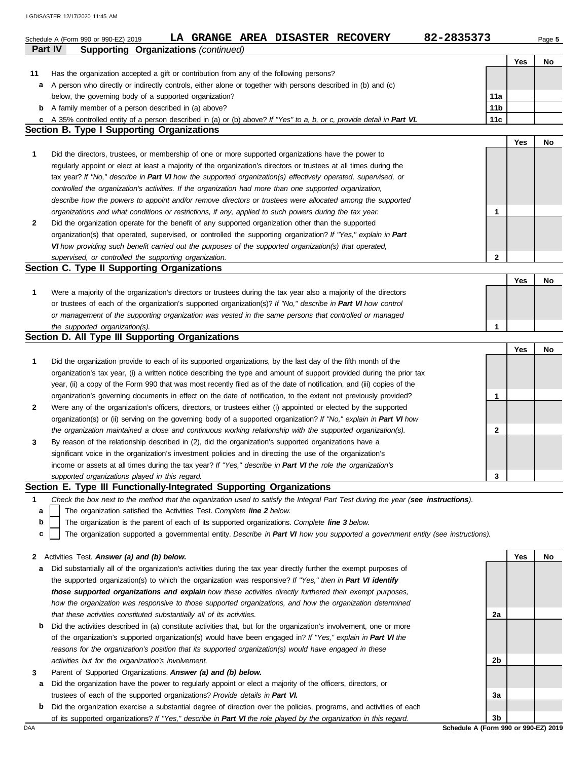Schedule A (Form 990 or 990-EZ) 2019 **LA GRANGE AREA DISASTER RECOVERY 82-2835373**

## Part IV Supporting Organizations *(continued)*

| | | | Yes | No |
|---|---|---|---|---|
| **11** | Has the organization accepted a gift or contribution from any of the following persons? | | | |
| **a** | A person who directly or indirectly controls, either alone or together with persons described in (b) and (c) below, the governing body of a supported organization? | **11a** | | |
| **b** | A family member of a person described in (a) above? | **11b** | | |
| **c** | A 35% controlled entity of a person described in (a) or (b) above? *If "Yes" to a, b, or c, provide detail in* ***Part VI.*** | **11c** | | |

### Section B. Type I Supporting Organizations

| | | | Yes | No |
|---|---|---|---|---|
| **1** | Did the directors, trustees, or membership of one or more supported organizations have the power to regularly appoint or elect at least a majority of the organization's directors or trustees at all times during the tax year? *If "No," describe in* ***Part VI*** *how the supported organization(s) effectively operated, supervised, or controlled the organization's activities. If the organization had more than one supported organization, describe how the powers to appoint and/or remove directors or trustees were allocated among the supported organizations and what conditions or restrictions, if any, applied to such powers during the tax year.* | **1** | | |
| **2** | Did the organization operate for the benefit of any supported organization other than the supported organization(s) that operated, supervised, or controlled the supporting organization? *If "Yes," explain in* ***Part VI*** *how providing such benefit carried out the purposes of the supported organization(s) that operated, supervised, or controlled the supporting organization.* | **2** | | |

### Section C. Type II Supporting Organizations

| | | | Yes | No |
|---|---|---|---|---|
| **1** | Were a majority of the organization's directors or trustees during the tax year also a majority of the directors or trustees of each of the organization's supported organization(s)? *If "No," describe in* ***Part VI*** *how control or management of the supporting organization was vested in the same persons that controlled or managed the supported organization(s).* | **1** | | |

### Section D. All Type III Supporting Organizations

| | | | Yes | No |
|---|---|---|---|---|
| **1** | Did the organization provide to each of its supported organizations, by the last day of the fifth month of the organization's tax year, (i) a written notice describing the type and amount of support provided during the prior tax year, (ii) a copy of the Form 990 that was most recently filed as of the date of notification, and (iii) copies of the organization's governing documents in effect on the date of notification, to the extent not previously provided? | **1** | | |
| **2** | Were any of the organization's officers, directors, or trustees either (i) appointed or elected by the supported organization(s) or (ii) serving on the governing body of a supported organization? *If "No," explain in* ***Part VI*** *how the organization maintained a close and continuous working relationship with the supported organization(s).* | **2** | | |
| **3** | By reason of the relationship described in (2), did the organization's supported organizations have a significant voice in the organization's investment policies and in directing the use of the organization's income or assets at all times during the tax year? *If "Yes," describe in* ***Part VI*** *the role the organization's supported organizations played in this regard.* | **3** | | |

### Section E. Type III Functionally-Integrated Supporting Organizations

**1** *Check the box next to the method that the organization used to satisfy the Integral Part Test during the year (**see instructions**).*

- **a** ☐ The organization satisfied the Activities Test. *Complete **line 2** below.*
- **b** ☐ The organization is the parent of each of its supported organizations. *Complete **line 3** below.*
- **c** ☐ The organization supported a governmental entity. *Describe in **Part VI** how you supported a government entity (see instructions).*

| | | | Yes | No |
|---|---|---|---|---|
| **2** | Activities Test. ***Answer (a) and (b) below.*** | | | |
| **a** | Did substantially all of the organization's activities during the tax year directly further the exempt purposes of the supported organization(s) to which the organization was responsive? *If "Yes," then in **Part VI identify those supported organizations and explain** how these activities directly furthered their exempt purposes, how the organization was responsive to those supported organizations, and how the organization determined that these activities constituted substantially all of its activities.* | **2a** | | |
| **b** | Did the activities described in (a) constitute activities that, but for the organization's involvement, one or more of the organization's supported organization(s) would have been engaged in? *If "Yes," explain in **Part VI** the reasons for the organization's position that its supported organization(s) would have engaged in these activities but for the organization's involvement.* | **2b** | | |
| **3** | Parent of Supported Organizations. ***Answer (a) and (b) below.*** | | | |
| **a** | Did the organization have the power to regularly appoint or elect a majority of the officers, directors, or trustees of each of the supported organizations? ***Provide details in Part VI.*** | **3a** | | |
| **b** | Did the organization exercise a substantial degree of direction over the policies, programs, and activities of each of its supported organizations? *If "Yes," describe in **Part VI** the role played by the organization in this regard.* | **3b** | | |

Schedule A (Form 990 or 990-EZ) 2019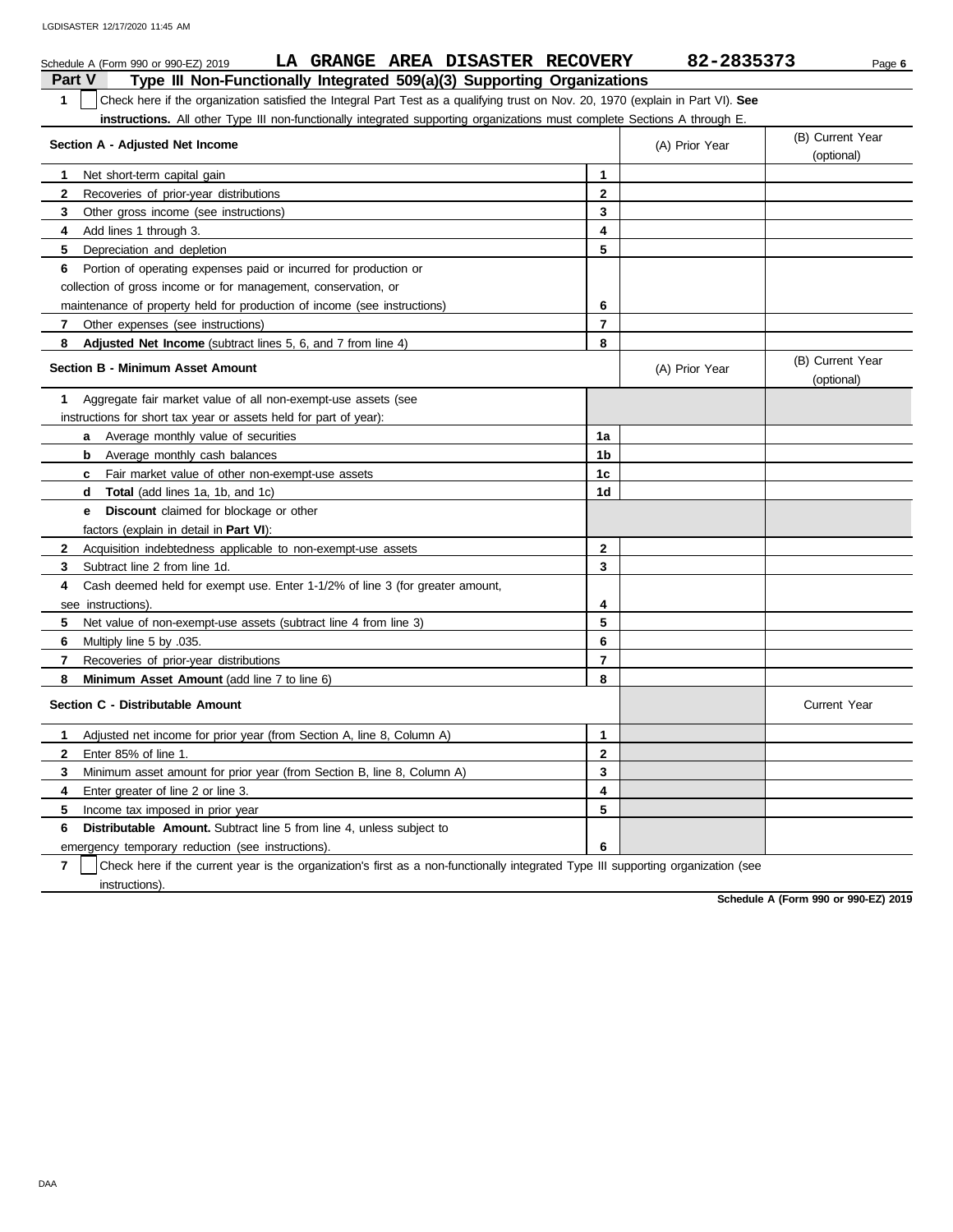Schedule A (Form 990 or 990-EZ) 2019 **LA GRANGE AREA DISASTER RECOVERY** **82-2835373**

## Part V Type III Non-Functionally Integrated 509(a)(3) Supporting Organizations

**1** ☐ Check here if the organization satisfied the Integral Part Test as a qualifying trust on Nov. 20, 1970 (explain in Part VI). **See instructions.** All other Type III non-functionally integrated supporting organizations must complete Sections A through E.

| Section A - Adjusted Net Income | | (A) Prior Year | (B) Current Year (optional) |
|---|---|---|---|
| **1** Net short-term capital gain | 1 | | |
| **2** Recoveries of prior-year distributions | 2 | | |
| **3** Other gross income (see instructions) | 3 | | |
| **4** Add lines 1 through 3. | 4 | | |
| **5** Depreciation and depletion | 5 | | |
| **6** Portion of operating expenses paid or incurred for production or collection of gross income or for management, conservation, or maintenance of property held for production of income (see instructions) | 6 | | |
| **7** Other expenses (see instructions) | 7 | | |
| **8** **Adjusted Net Income** (subtract lines 5, 6, and 7 from line 4) | 8 | | |

| Section B - Minimum Asset Amount | | (A) Prior Year | (B) Current Year (optional) |
|---|---|---|---|
| **1** Aggregate fair market value of all non-exempt-use assets (see instructions for short tax year or assets held for part of year): | | | |
| **a** Average monthly value of securities | 1a | | |
| **b** Average monthly cash balances | 1b | | |
| **c** Fair market value of other non-exempt-use assets | 1c | | |
| **d** **Total** (add lines 1a, 1b, and 1c) | 1d | | |
| **e** **Discount** claimed for blockage or other factors (explain in detail in **Part VI**): | | | |
| **2** Acquisition indebtedness applicable to non-exempt-use assets | 2 | | |
| **3** Subtract line 2 from line 1d. | 3 | | |
| **4** Cash deemed held for exempt use. Enter 1-1/2% of line 3 (for greater amount, see instructions). | 4 | | |
| **5** Net value of non-exempt-use assets (subtract line 4 from line 3) | 5 | | |
| **6** Multiply line 5 by .035. | 6 | | |
| **7** Recoveries of prior-year distributions | 7 | | |
| **8** **Minimum Asset Amount** (add line 7 to line 6) | 8 | | |

| Section C - Distributable Amount | | | Current Year |
|---|---|---|---|
| **1** Adjusted net income for prior year (from Section A, line 8, Column A) | 1 | | |
| **2** Enter 85% of line 1. | 2 | | |
| **3** Minimum asset amount for prior year (from Section B, line 8, Column A) | 3 | | |
| **4** Enter greater of line 2 or line 3. | 4 | | |
| **5** Income tax imposed in prior year | 5 | | |
| **6** **Distributable Amount.** Subtract line 5 from line 4, unless subject to emergency temporary reduction (see instructions). | 6 | | |

**7** ☐ Check here if the current year is the organization's first as a non-functionally integrated Type III supporting organization (see instructions).

**Schedule A (Form 990 or 990-EZ) 2019**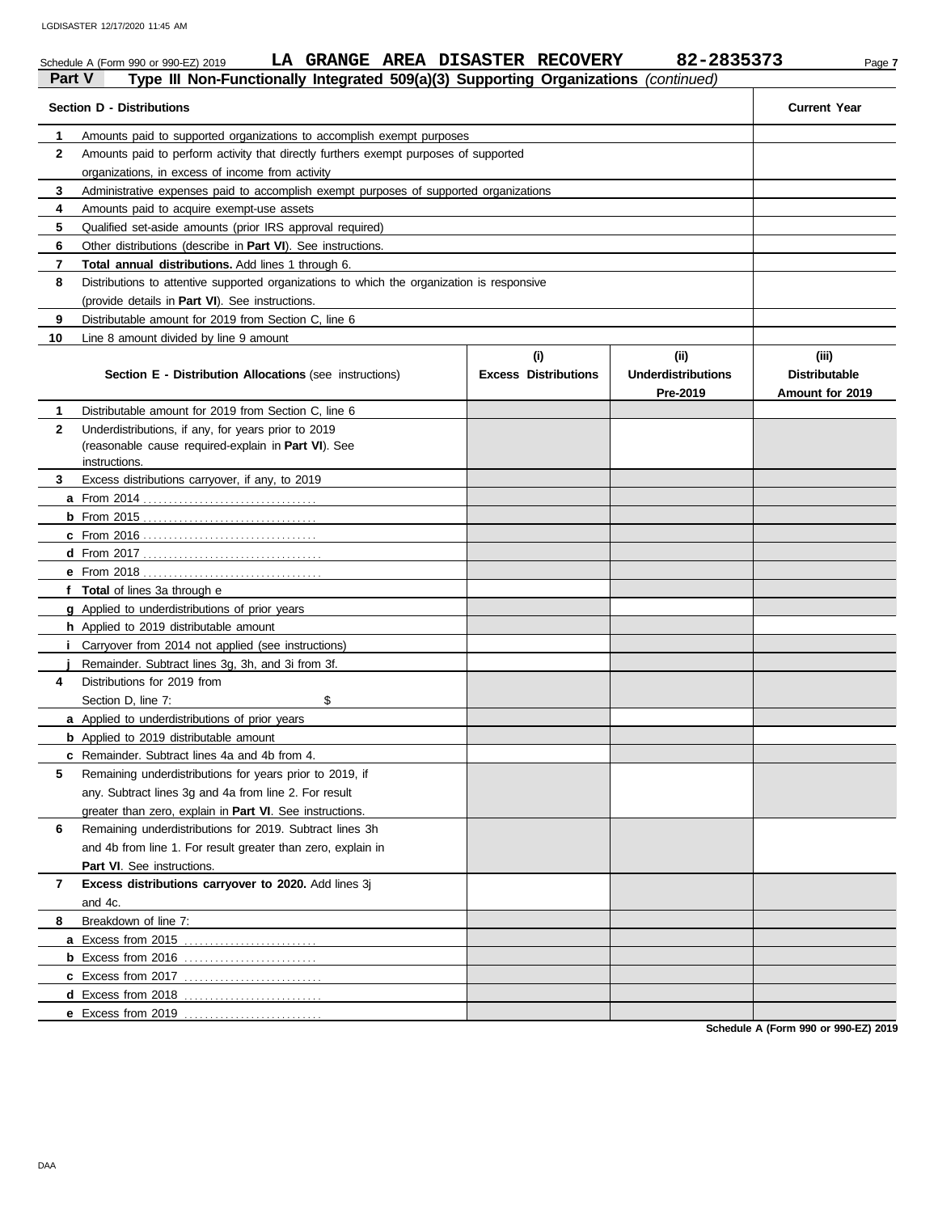Schedule A (Form 990 or 990-EZ) 2019 **LA GRANGE AREA DISASTER RECOVERY** **82-2835373**

## Part V Type III Non-Functionally Integrated 509(a)(3) Supporting Organizations *(continued)*

| | **Section D - Distributions** | **Current Year** |
|---|---|---|
| **1** | Amounts paid to supported organizations to accomplish exempt purposes | |
| **2** | Amounts paid to perform activity that directly furthers exempt purposes of supported organizations, in excess of income from activity | |
| **3** | Administrative expenses paid to accomplish exempt purposes of supported organizations | |
| **4** | Amounts paid to acquire exempt-use assets | |
| **5** | Qualified set-aside amounts (prior IRS approval required) | |
| **6** | Other distributions (describe in **Part VI**). See instructions. | |
| **7** | **Total annual distributions.** Add lines 1 through 6. | |
| **8** | Distributions to attentive supported organizations to which the organization is responsive (provide details in **Part VI**). See instructions. | |
| **9** | Distributable amount for 2019 from Section C, line 6 | |
| **10** | Line 8 amount divided by line 9 amount | |

| | **Section E - Distribution Allocations** (see instructions) | **(i) Excess Distributions** | **(ii) Underdistributions Pre-2019** | **(iii) Distributable Amount for 2019** |
|---|---|---|---|---|
| **1** | Distributable amount for 2019 from Section C, line 6 | | | |
| **2** | Underdistributions, if any, for years prior to 2019 (reasonable cause required-explain in **Part VI**). See instructions. | | | |
| **3** | Excess distributions carryover, if any, to 2019 | | | |
| **a** | From 2014 | | | |
| **b** | From 2015 | | | |
| **c** | From 2016 | | | |
| **d** | From 2017 | | | |
| **e** | From 2018 | | | |
| **f** | **Total** of lines 3a through e | | | |
| **g** | Applied to underdistributions of prior years | | | |
| **h** | Applied to 2019 distributable amount | | | |
| **i** | Carryover from 2014 not applied (see instructions) | | | |
| **j** | Remainder. Subtract lines 3g, 3h, and 3i from 3f. | | | |
| **4** | Distributions for 2019 from Section D, line 7: $ | | | |
| **a** | Applied to underdistributions of prior years | | | |
| **b** | Applied to 2019 distributable amount | | | |
| **c** | Remainder. Subtract lines 4a and 4b from 4. | | | |
| **5** | Remaining underdistributions for years prior to 2019, if any. Subtract lines 3g and 4a from line 2. For result greater than zero, explain in **Part VI**. See instructions. | | | |
| **6** | Remaining underdistributions for 2019. Subtract lines 3h and 4b from line 1. For result greater than zero, explain in **Part VI**. See instructions. | | | |
| **7** | **Excess distributions carryover to 2020.** Add lines 3j and 4c. | | | |
| **8** | Breakdown of line 7: | | | |
| **a** | Excess from 2015 | | | |
| **b** | Excess from 2016 | | | |
| **c** | Excess from 2017 | | | |
| **d** | Excess from 2018 | | | |
| **e** | Excess from 2019 | | | |

**Schedule A (Form 990 or 990-EZ) 2019**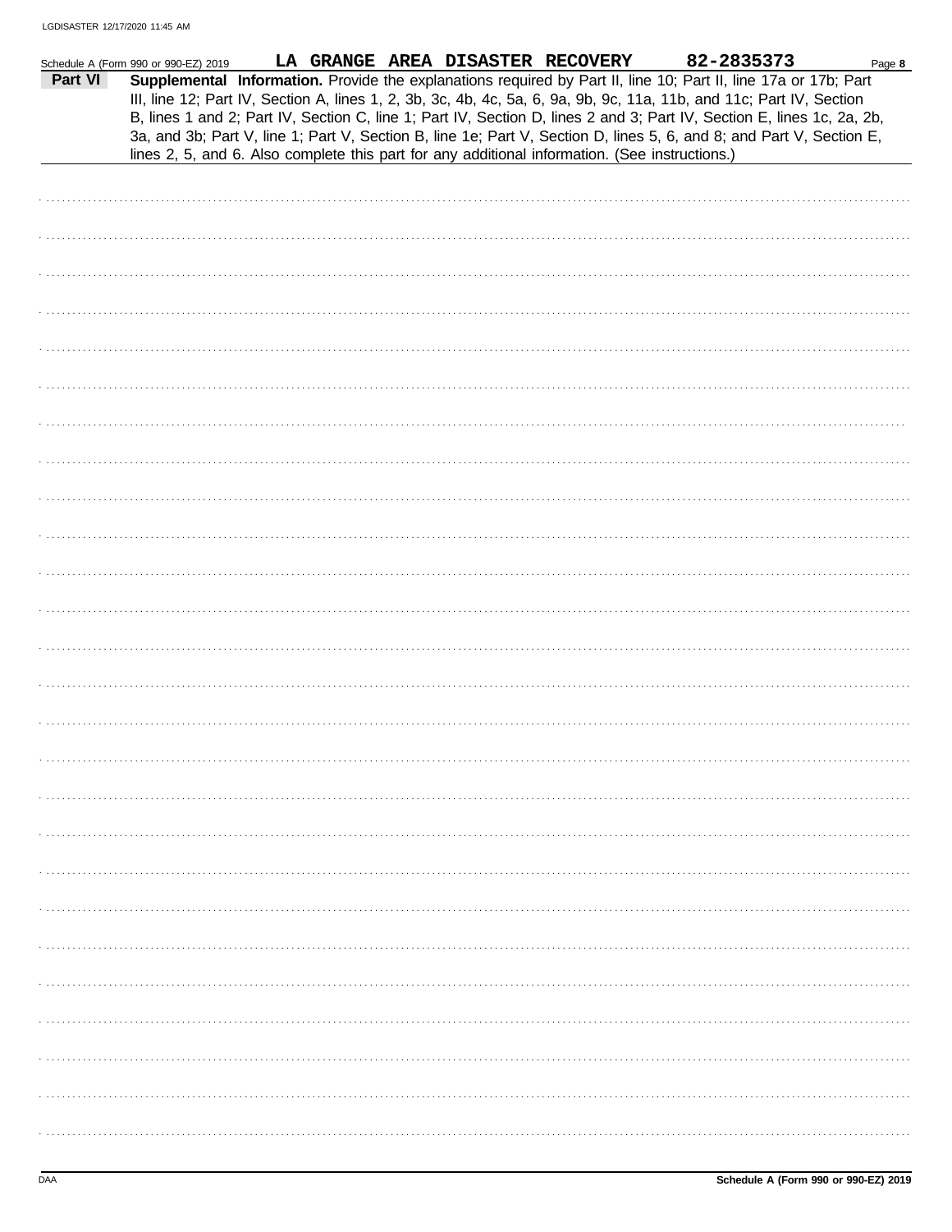LGDISASTER 12/17/2020 11:45 AM

Schedule A (Form 990 or 990-EZ) 2019 **LA GRANGE AREA DISASTER RECOVERY** **82-2835373** Page **8**

**Part VI** **Supplemental Information.** Provide the explanations required by Part II, line 10; Part II, line 17a or 17b; Part III, line 12; Part IV, Section A, lines 1, 2, 3b, 3c, 4b, 4c, 5a, 6, 9a, 9b, 9c, 11a, 11b, and 11c; Part IV, Section B, lines 1 and 2; Part IV, Section C, line 1; Part IV, Section D, lines 2 and 3; Part IV, Section E, lines 1c, 2a, 2b, 3a, and 3b; Part V, line 1; Part V, Section B, line 1e; Part V, Section D, lines 5, 6, and 8; and Part V, Section E, lines 2, 5, and 6. Also complete this part for any additional information. (See instructions.)

DAA **Schedule A (Form 990 or 990-EZ) 2019**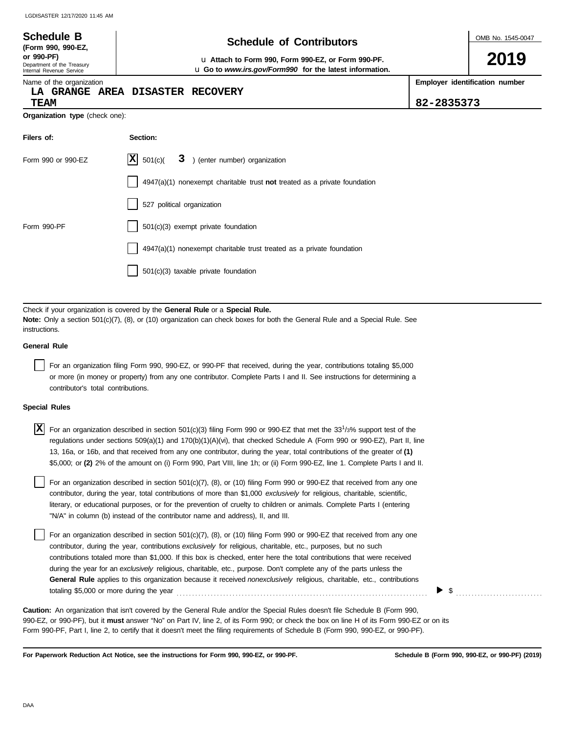**Schedule B**
**(Form 990, 990-EZ, or 990-PF)**
Department of the Treasury
Internal Revenue Service

# Schedule of Contributors

u **Attach to Form 990, Form 990-EZ, or Form 990-PF.**
u **Go to *www.irs.gov/Form990* for the latest information.**

OMB No. 1545-0047

**2019**

Name of the organization
**LA GRANGE AREA DISASTER RECOVERY TEAM**

**Employer identification number**
**82-2835373**

**Organization type** (check one):

| Filers of: | Section: |
|---|---|
| Form 990 or 990-EZ | [X] 501(c)( **3** ) (enter number) organization |
| | [ ] 4947(a)(1) nonexempt charitable trust **not** treated as a private foundation |
| | [ ] 527 political organization |
| Form 990-PF | [ ] 501(c)(3) exempt private foundation |
| | [ ] 4947(a)(1) nonexempt charitable trust treated as a private foundation |
| | [ ] 501(c)(3) taxable private foundation |

Check if your organization is covered by the **General Rule** or a **Special Rule.**
**Note:** Only a section 501(c)(7), (8), or (10) organization can check boxes for both the General Rule and a Special Rule. See instructions.

**General Rule**

[ ] For an organization filing Form 990, 990-EZ, or 990-PF that received, during the year, contributions totaling $5,000 or more (in money or property) from any one contributor. Complete Parts I and II. See instructions for determining a contributor's total contributions.

**Special Rules**

[X] For an organization described in section 501(c)(3) filing Form 990 or 990-EZ that met the 33 1/3% support test of the regulations under sections 509(a)(1) and 170(b)(1)(A)(vi), that checked Schedule A (Form 990 or 990-EZ), Part II, line 13, 16a, or 16b, and that received from any one contributor, during the year, total contributions of the greater of **(1)** $5,000; or **(2)** 2% of the amount on (i) Form 990, Part VIII, line 1h; or (ii) Form 990-EZ, line 1. Complete Parts I and II.

[ ] For an organization described in section 501(c)(7), (8), or (10) filing Form 990 or 990-EZ that received from any one contributor, during the year, total contributions of more than $1,000 *exclusively* for religious, charitable, scientific, literary, or educational purposes, or for the prevention of cruelty to children or animals. Complete Parts I (entering "N/A" in column (b) instead of the contributor name and address), II, and III.

[ ] For an organization described in section 501(c)(7), (8), or (10) filing Form 990 or 990-EZ that received from any one contributor, during the year, contributions *exclusively* for religious, charitable, etc., purposes, but no such contributions totaled more than $1,000. If this box is checked, enter here the total contributions that were received during the year for an *exclusively* religious, charitable, etc., purpose. Don't complete any of the parts unless the **General Rule** applies to this organization because it received *nonexclusively* religious, charitable, etc., contributions totaling $5,000 or more during the year . . . . . . . . . . . . . . . . . . . . ▶ $ . . . . . . . . . .

**Caution:** An organization that isn't covered by the General Rule and/or the Special Rules doesn't file Schedule B (Form 990, 990-EZ, or 990-PF), but it **must** answer "No" on Part IV, line 2, of its Form 990; or check the box on line H of its Form 990-EZ or on its Form 990-PF, Part I, line 2, to certify that it doesn't meet the filing requirements of Schedule B (Form 990, 990-EZ, or 990-PF).

**For Paperwork Reduction Act Notice, see the instructions for Form 990, 990-EZ, or 990-PF.** **Schedule B (Form 990, 990-EZ, or 990-PF) (2019)**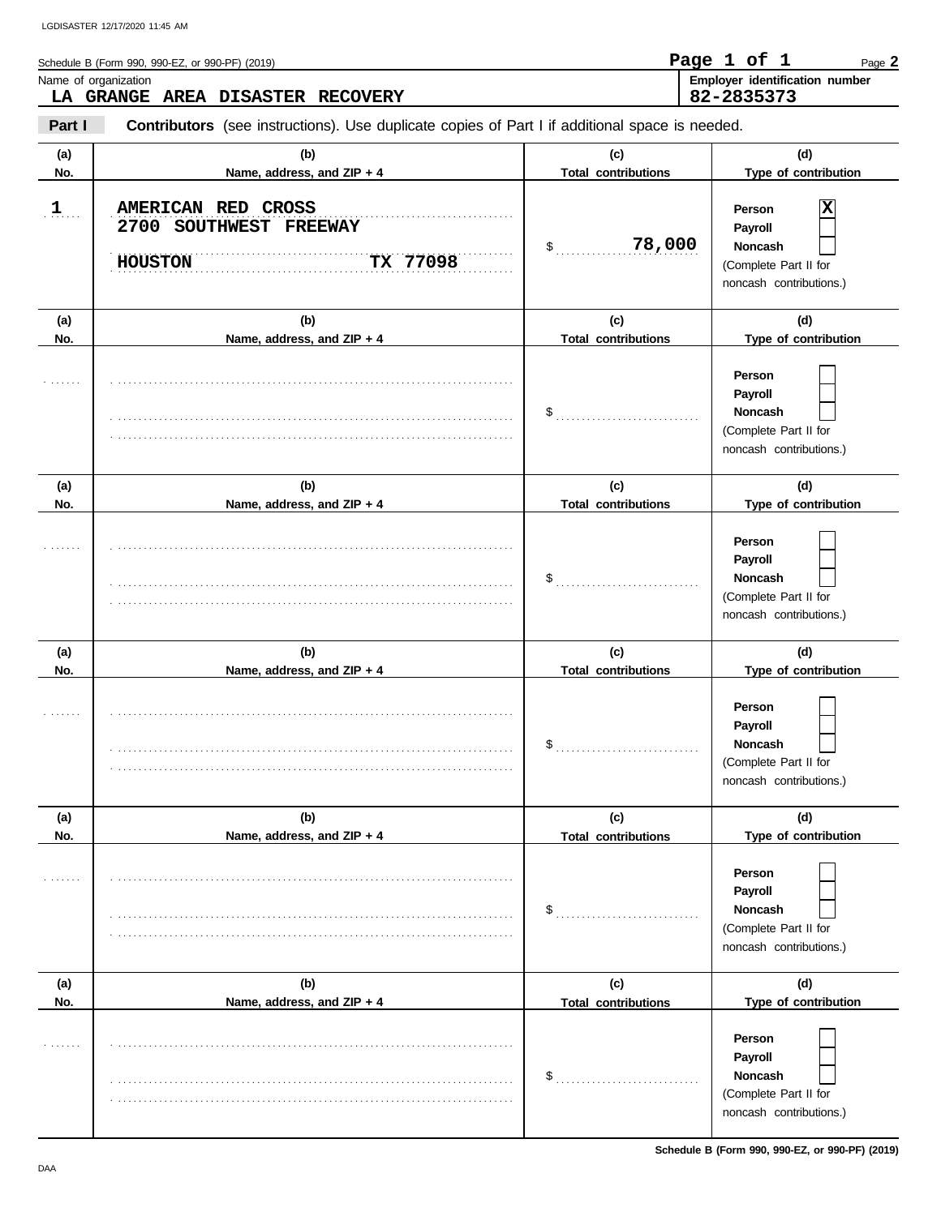Schedule B (Form 990, 990-EZ, or 990-PF) (2019)

Name of organization: **LA GRANGE AREA DISASTER RECOVERY**

Employer identification number: **82-2835373**

**Part I** **Contributors** (see instructions). Use duplicate copies of Part I if additional space is needed.

| (a) No. | (b) Name, address, and ZIP + 4 | (c) Total contributions | (d) Type of contribution |
|---|---|---|---|
| 1 | AMERICAN RED CROSS<br>2700 SOUTHWEST FREEWAY<br>HOUSTON TX 77098 | $ 78,000 | Person [X]<br>Payroll [ ]<br>Noncash [ ]<br>(Complete Part II for noncash contributions.) |
| | | $ | Person [ ]<br>Payroll [ ]<br>Noncash [ ]<br>(Complete Part II for noncash contributions.) |
| | | $ | Person [ ]<br>Payroll [ ]<br>Noncash [ ]<br>(Complete Part II for noncash contributions.) |
| | | $ | Person [ ]<br>Payroll [ ]<br>Noncash [ ]<br>(Complete Part II for noncash contributions.) |
| | | $ | Person [ ]<br>Payroll [ ]<br>Noncash [ ]<br>(Complete Part II for noncash contributions.) |
| | | $ | Person [ ]<br>Payroll [ ]<br>Noncash [ ]<br>(Complete Part II for noncash contributions.) |

Schedule B (Form 990, 990-EZ, or 990-PF) (2019)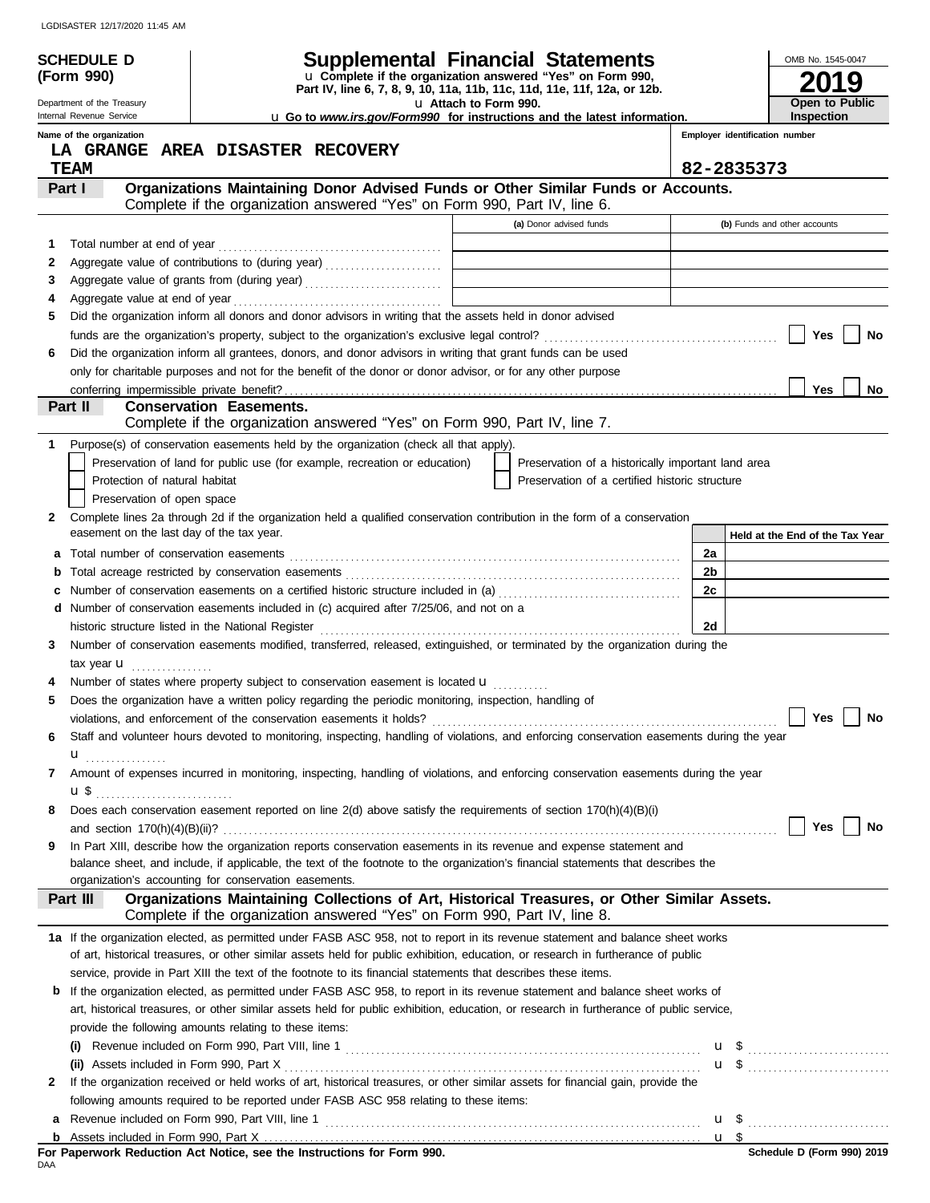**SCHEDULE D (Form 990)**

Department of the Treasury
Internal Revenue Service

# Supplemental Financial Statements

u Complete if the organization answered "Yes" on Form 990, Part IV, line 6, 7, 8, 9, 10, 11a, 11b, 11c, 11d, 11e, 11f, 12a, or 12b.

u Attach to Form 990.

u Go to *www.irs.gov/Form990* for instructions and the latest information.

OMB No. 1545-0047

**2019**

**Open to Public Inspection**

Name of the organization: LA GRANGE AREA DISASTER RECOVERY TEAM

Employer identification number: 82-2835373

## Part I — Organizations Maintaining Donor Advised Funds or Other Similar Funds or Accounts.

Complete if the organization answered "Yes" on Form 990, Part IV, line 6.

| | | (a) Donor advised funds | (b) Funds and other accounts |
|---|---|---|---|
| 1 | Total number at end of year | | |
| 2 | Aggregate value of contributions to (during year) | | |
| 3 | Aggregate value of grants from (during year) | | |
| 4 | Aggregate value at end of year | | |

5 Did the organization inform all donors and donor advisors in writing that the assets held in donor advised funds are the organization's property, subject to the organization's exclusive legal control? ☐ Yes ☐ No

6 Did the organization inform all grantees, donors, and donor advisors in writing that grant funds can be used only for charitable purposes and not for the benefit of the donor or donor advisor, or for any other purpose conferring impermissible private benefit? ☐ Yes ☐ No

## Part II — Conservation Easements.

Complete if the organization answered "Yes" on Form 990, Part IV, line 7.

1 Purpose(s) of conservation easements held by the organization (check all that apply).

- ☐ Preservation of land for public use (for example, recreation or education)
- ☐ Preservation of a historically important land area
- ☐ Protection of natural habitat
- ☐ Preservation of a certified historic structure
- ☐ Preservation of open space

2 Complete lines 2a through 2d if the organization held a qualified conservation contribution in the form of a conservation easement on the last day of the tax year.

| | | | Held at the End of the Tax Year |
|---|---|---|---|
| a | Total number of conservation easements | 2a | |
| b | Total acreage restricted by conservation easements | 2b | |
| c | Number of conservation easements on a certified historic structure included in (a) | 2c | |
| d | Number of conservation easements included in (c) acquired after 7/25/06, and not on a historic structure listed in the National Register | 2d | |

3 Number of conservation easements modified, transferred, released, extinguished, or terminated by the organization during the tax year u

4 Number of states where property subject to conservation easement is located u

5 Does the organization have a written policy regarding the periodic monitoring, inspection, handling of violations, and enforcement of the conservation easements it holds? ☐ Yes ☐ No

6 Staff and volunteer hours devoted to monitoring, inspecting, handling of violations, and enforcing conservation easements during the year u

7 Amount of expenses incurred in monitoring, inspecting, handling of violations, and enforcing conservation easements during the year u $

8 Does each conservation easement reported on line 2(d) above satisfy the requirements of section 170(h)(4)(B)(i) and section 170(h)(4)(B)(ii)? ☐ Yes ☐ No

9 In Part XIII, describe how the organization reports conservation easements in its revenue and expense statement and balance sheet, and include, if applicable, the text of the footnote to the organization's financial statements that describes the organization's accounting for conservation easements.

## Part III — Organizations Maintaining Collections of Art, Historical Treasures, or Other Similar Assets.

Complete if the organization answered "Yes" on Form 990, Part IV, line 8.

1a If the organization elected, as permitted under FASB ASC 958, not to report in its revenue statement and balance sheet works of art, historical treasures, or other similar assets held for public exhibition, education, or research in furtherance of public service, provide in Part XIII the text of the footnote to its financial statements that describes these items.

b If the organization elected, as permitted under FASB ASC 958, to report in its revenue statement and balance sheet works of art, historical treasures, or other similar assets held for public exhibition, education, or research in furtherance of public service, provide the following amounts relating to these items:

(i) Revenue included on Form 990, Part VIII, line 1 u $

(ii) Assets included in Form 990, Part X u $

2 If the organization received or held works of art, historical treasures, or other similar assets for financial gain, provide the following amounts required to be reported under FASB ASC 958 relating to these items:

a Revenue included on Form 990, Part VIII, line 1 u $

b Assets included in Form 990, Part X u $

**For Paperwork Reduction Act Notice, see the Instructions for Form 990.**

Schedule D (Form 990) 2019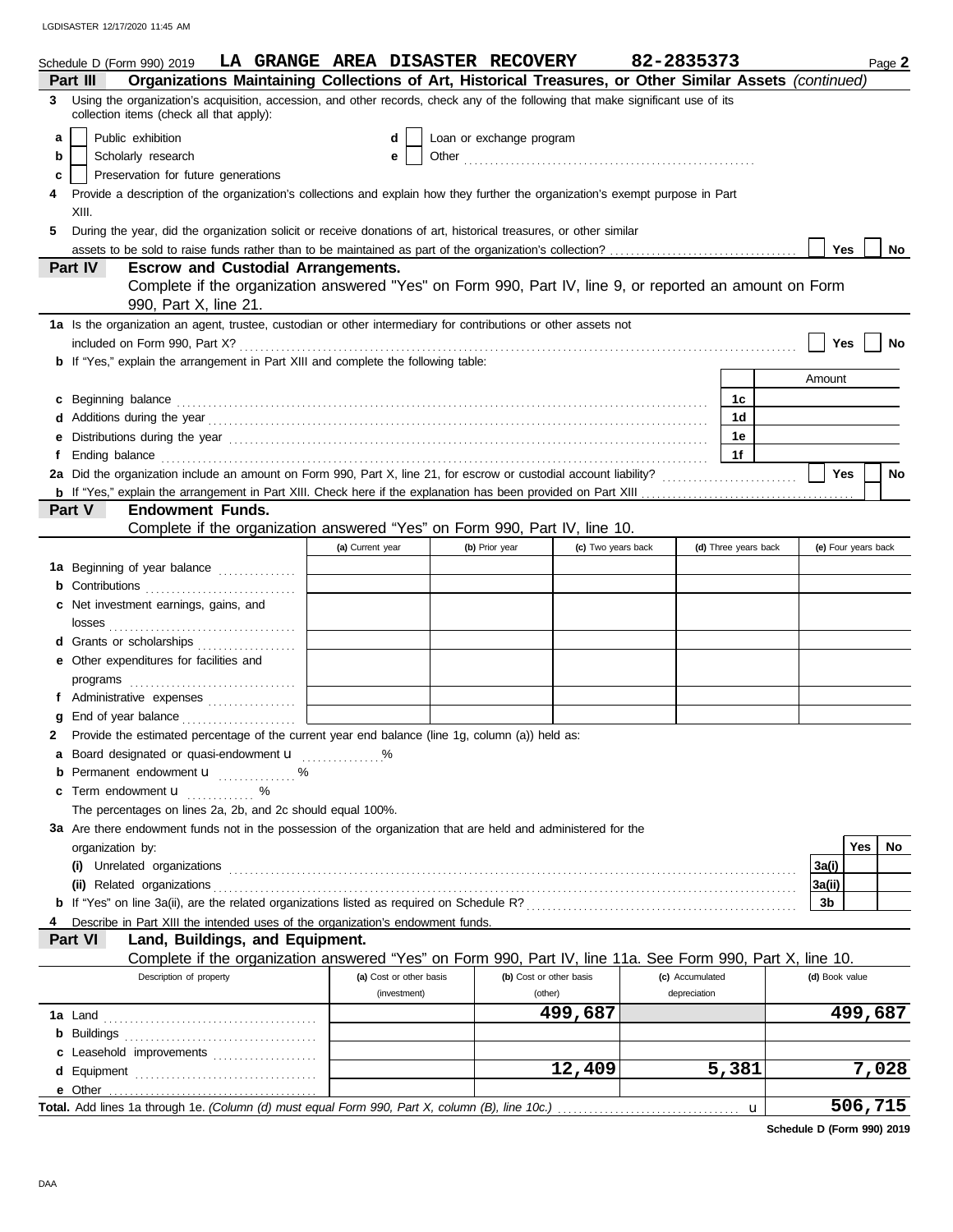Schedule D (Form 990) 2019 **LA GRANGE AREA DISASTER RECOVERY** **82-2835373** Page **2**

**Part III** **Organizations Maintaining Collections of Art, Historical Treasures, or Other Similar Assets** *(continued)*

**3** Using the organization's acquisition, accession, and other records, check any of the following that make significant use of its collection items (check all that apply):

- **a** ☐ Public exhibition
- **b** ☐ Scholarly research
- **c** ☐ Preservation for future generations
- **d** ☐ Loan or exchange program
- **e** ☐ Other

**4** Provide a description of the organization's collections and explain how they further the organization's exempt purpose in Part XIII.

**5** During the year, did the organization solicit or receive donations of art, historical treasures, or other similar assets to be sold to raise funds rather than to be maintained as part of the organization's collection? ☐ Yes ☐ No

**Part IV** **Escrow and Custodial Arrangements.**
Complete if the organization answered "Yes" on Form 990, Part IV, line 9, or reported an amount on Form 990, Part X, line 21.

**1a** Is the organization an agent, trustee, custodian or other intermediary for contributions or other assets not included on Form 990, Part X? ☐ Yes ☐ No

**b** If "Yes," explain the arrangement in Part XIII and complete the following table:

| | | Amount |
|---|---|---|
| **c** Beginning balance | 1c | |
| **d** Additions during the year | 1d | |
| **e** Distributions during the year | 1e | |
| **f** Ending balance | 1f | |

**2a** Did the organization include an amount on Form 990, Part X, line 21, for escrow or custodial account liability? ☐ Yes ☐ No

**b** If "Yes," explain the arrangement in Part XIII. Check here if the explanation has been provided on Part XIII ☐

**Part V** **Endowment Funds.**
Complete if the organization answered "Yes" on Form 990, Part IV, line 10.

| | (a) Current year | (b) Prior year | (c) Two years back | (d) Three years back | (e) Four years back |
|---|---|---|---|---|---|
| **1a** Beginning of year balance | | | | | |
| **b** Contributions | | | | | |
| **c** Net investment earnings, gains, and losses | | | | | |
| **d** Grants or scholarships | | | | | |
| **e** Other expenditures for facilities and programs | | | | | |
| **f** Administrative expenses | | | | | |
| **g** End of year balance | | | | | |

**2** Provide the estimated percentage of the current year end balance (line 1g, column (a)) held as:

- **a** Board designated or quasi-endowment ______ %
- **b** Permanent endowment ______ %
- **c** Term endowment ______ %

The percentages on lines 2a, 2b, and 2c should equal 100%.

**3a** Are there endowment funds not in the possession of the organization that are held and administered for the organization by:

| | | Yes | No |
|---|---|---|---|
| **(i)** Unrelated organizations | 3a(i) | | |
| **(ii)** Related organizations | 3a(ii) | | |
| **b** If "Yes" on line 3a(ii), are the related organizations listed as required on Schedule R? | 3b | | |

**4** Describe in Part XIII the intended uses of the organization's endowment funds.

**Part VI** **Land, Buildings, and Equipment.**
Complete if the organization answered "Yes" on Form 990, Part IV, line 11a. See Form 990, Part X, line 10.

| Description of property | (a) Cost or other basis (investment) | (b) Cost or other basis (other) | (c) Accumulated depreciation | (d) Book value |
|---|---|---|---|---|
| **1a** Land | | 499,687 | | 499,687 |
| **b** Buildings | | | | |
| **c** Leasehold improvements | | | | |
| **d** Equipment | | 12,409 | 5,381 | 7,028 |
| **e** Other | | | | |
| **Total.** Add lines 1a through 1e. *(Column (d) must equal Form 990, Part X, column (B), line 10c.)* | | | | 506,715 |

**Schedule D (Form 990) 2019**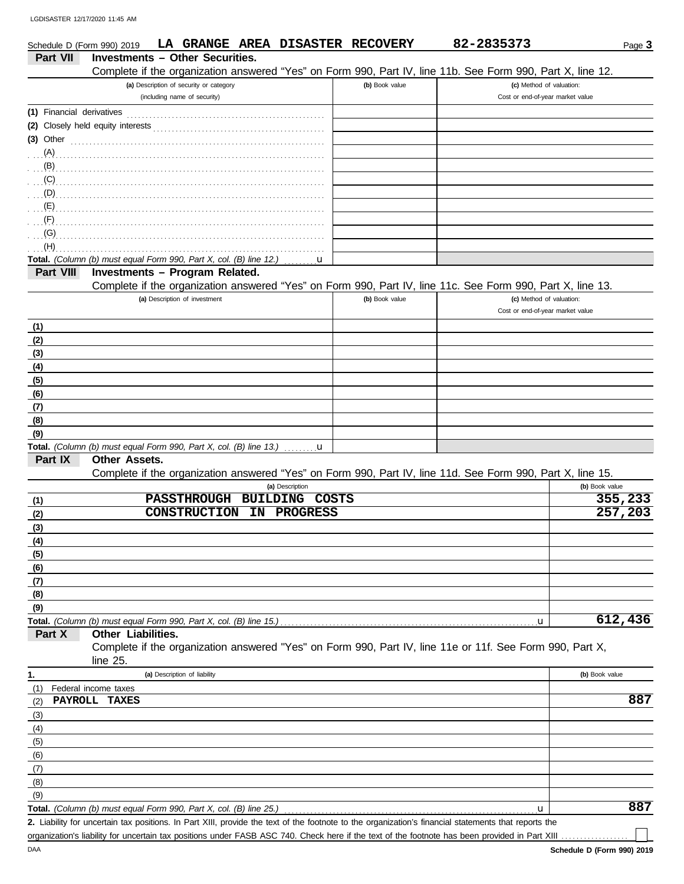Schedule D (Form 990) 2019 **LA GRANGE AREA DISASTER RECOVERY** **82-2835373**

## Part VII Investments – Other Securities.

Complete if the organization answered "Yes" on Form 990, Part IV, line 11b. See Form 990, Part X, line 12.

| (a) Description of security or category (including name of security) | (b) Book value | (c) Method of valuation: Cost or end-of-year market value |
|---|---|---|
| (1) Financial derivatives | | |
| (2) Closely held equity interests | | |
| (3) Other | | |
| (A) | | |
| (B) | | |
| (C) | | |
| (D) | | |
| (E) | | |
| (F) | | |
| (G) | | |
| (H) | | |
| **Total.** *(Column (b) must equal Form 990, Part X, col. (B) line 12.)* | | |

## Part VIII Investments – Program Related.

Complete if the organization answered "Yes" on Form 990, Part IV, line 11c. See Form 990, Part X, line 13.

| (a) Description of investment | (b) Book value | (c) Method of valuation: Cost or end-of-year market value |
|---|---|---|
| (1) | | |
| (2) | | |
| (3) | | |
| (4) | | |
| (5) | | |
| (6) | | |
| (7) | | |
| (8) | | |
| (9) | | |
| **Total.** *(Column (b) must equal Form 990, Part X, col. (B) line 13.)* | | |

## Part IX Other Assets.

Complete if the organization answered "Yes" on Form 990, Part IV, line 11d. See Form 990, Part X, line 15.

| | (a) Description | (b) Book value |
|---|---|---|
| (1) | PASSTHROUGH BUILDING COSTS | 355,233 |
| (2) | CONSTRUCTION IN PROGRESS | 257,203 |
| (3) | | |
| (4) | | |
| (5) | | |
| (6) | | |
| (7) | | |
| (8) | | |
| (9) | | |
| **Total.** *(Column (b) must equal Form 990, Part X, col. (B) line 15.)* | | 612,436 |

## Part X Other Liabilities.

Complete if the organization answered "Yes" on Form 990, Part IV, line 11e or 11f. See Form 990, Part X, line 25.

| 1. | (a) Description of liability | (b) Book value |
|---|---|---|
| (1) | Federal income taxes | |
| (2) | PAYROLL TAXES | 887 |
| (3) | | |
| (4) | | |
| (5) | | |
| (6) | | |
| (7) | | |
| (8) | | |
| (9) | | |
| **Total.** *(Column (b) must equal Form 990, Part X, col. (B) line 25.)* | | 887 |

**2.** Liability for uncertain tax positions. In Part XIII, provide the text of the footnote to the organization's financial statements that reports the organization's liability for uncertain tax positions under FASB ASC 740. Check here if the text of the footnote has been provided in Part XIII ☐

Schedule D (Form 990) 2019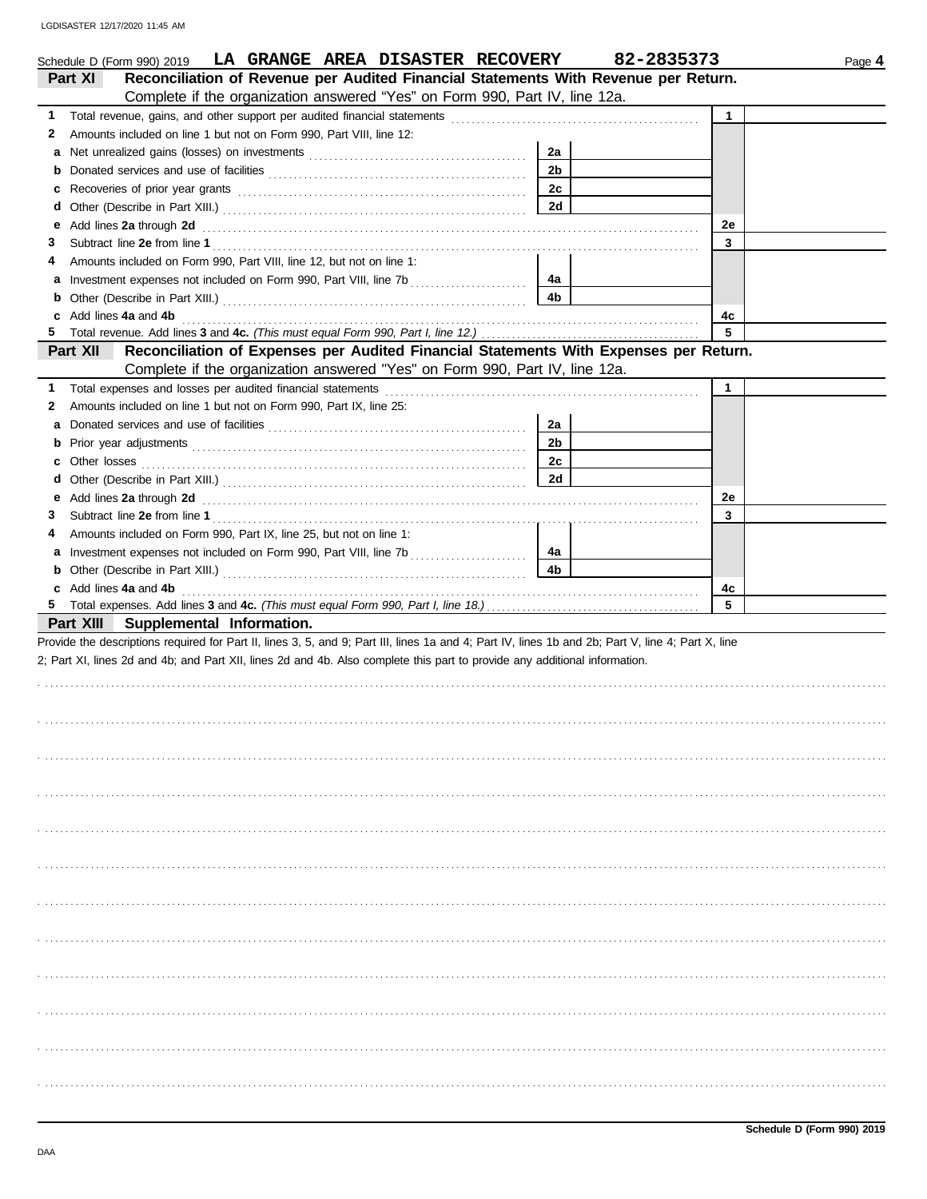Schedule D (Form 990) 2019 **LA GRANGE AREA DISASTER RECOVERY** **82-2835373**

## Part XI Reconciliation of Revenue per Audited Financial Statements With Revenue per Return.

Complete if the organization answered "Yes" on Form 990, Part IV, line 12a.

| | | | | | |
|---|---|---|---|---|---|
| 1 | Total revenue, gains, and other support per audited financial statements | | | 1 | |
| 2 | Amounts included on line 1 but not on Form 990, Part VIII, line 12: | | | | |
| a | Net unrealized gains (losses) on investments | 2a | | | |
| b | Donated services and use of facilities | 2b | | | |
| c | Recoveries of prior year grants | 2c | | | |
| d | Other (Describe in Part XIII.) | 2d | | | |
| e | Add lines **2a** through **2d** | | | 2e | |
| 3 | Subtract line **2e** from line **1** | | | 3 | |
| 4 | Amounts included on Form 990, Part VIII, line 12, but not on line 1: | | | | |
| a | Investment expenses not included on Form 990, Part VIII, line 7b | 4a | | | |
| b | Other (Describe in Part XIII.) | 4b | | | |
| c | Add lines **4a** and **4b** | | | 4c | |
| 5 | Total revenue. Add lines **3** and **4c.** *(This must equal Form 990, Part I, line 12.)* | | | 5 | |

## Part XII Reconciliation of Expenses per Audited Financial Statements With Expenses per Return.

Complete if the organization answered "Yes" on Form 990, Part IV, line 12a.

| | | | | | |
|---|---|---|---|---|---|
| 1 | Total expenses and losses per audited financial statements | | | 1 | |
| 2 | Amounts included on line 1 but not on Form 990, Part IX, line 25: | | | | |
| a | Donated services and use of facilities | 2a | | | |
| b | Prior year adjustments | 2b | | | |
| c | Other losses | 2c | | | |
| d | Other (Describe in Part XIII.) | 2d | | | |
| e | Add lines **2a** through **2d** | | | 2e | |
| 3 | Subtract line **2e** from line **1** | | | 3 | |
| 4 | Amounts included on Form 990, Part IX, line 25, but not on line 1: | | | | |
| a | Investment expenses not included on Form 990, Part VIII, line 7b | 4a | | | |
| b | Other (Describe in Part XIII.) | 4b | | | |
| c | Add lines **4a** and **4b** | | | 4c | |
| 5 | Total expenses. Add lines **3** and **4c.** *(This must equal Form 990, Part I, line 18.)* | | | 5 | |

## Part XIII Supplemental Information.

Provide the descriptions required for Part II, lines 3, 5, and 9; Part III, lines 1a and 4; Part IV, lines 1b and 2b; Part V, line 4; Part X, line 2; Part XI, lines 2d and 4b; and Part XII, lines 2d and 4b. Also complete this part to provide any additional information.

Schedule D (Form 990) 2019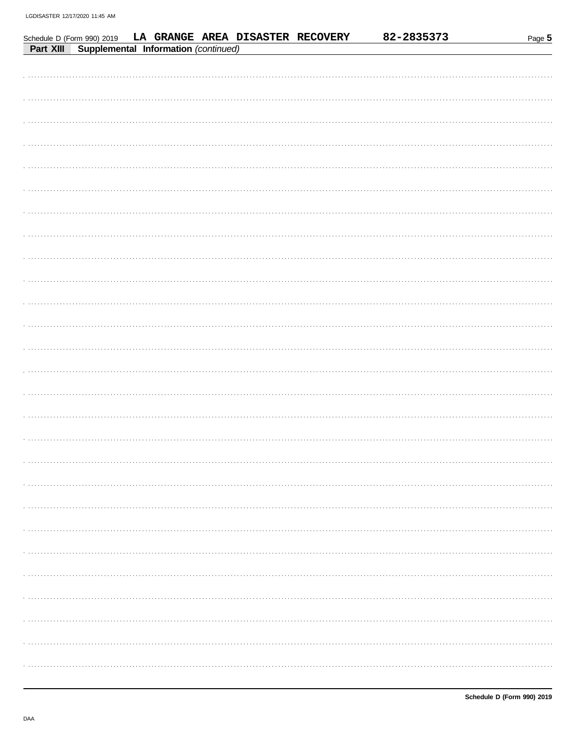Schedule D (Form 990) 2019 **LA GRANGE AREA DISASTER RECOVERY** **82-2835373**

**Part XIII** **Supplemental Information** *(continued)*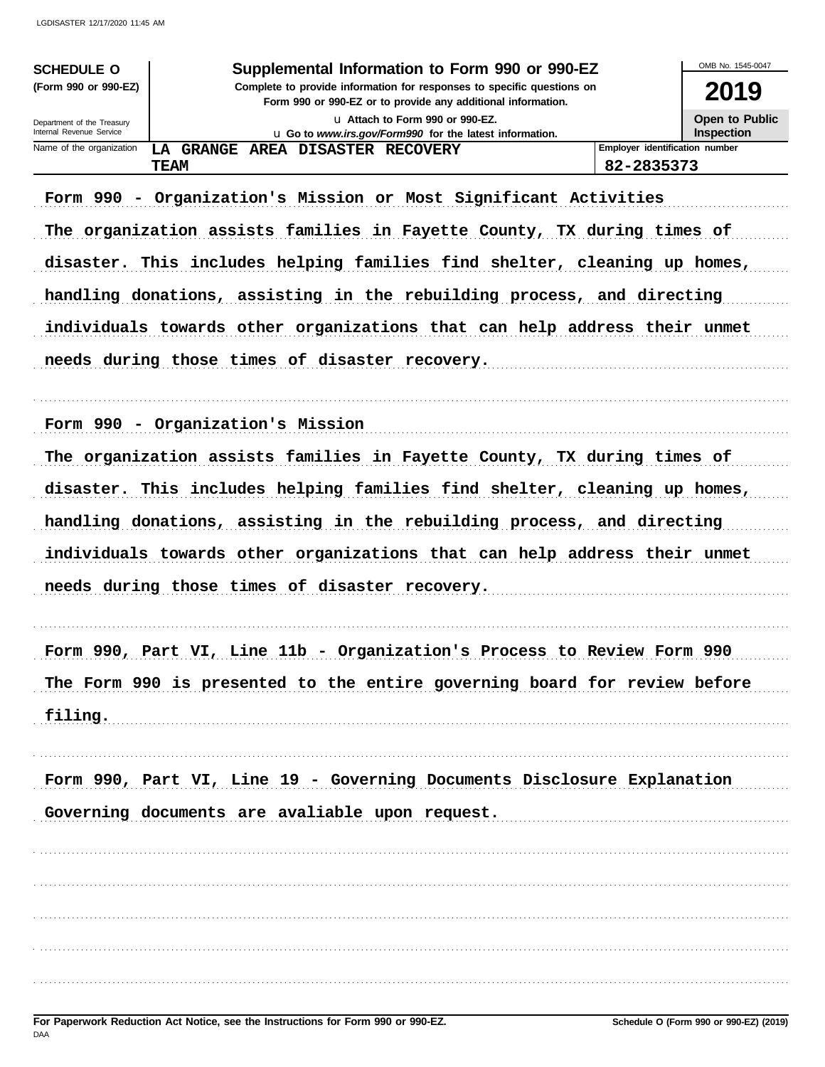**SCHEDULE O** (Form 990 or 990-EZ)

Department of the Treasury
Internal Revenue Service

# Supplemental Information to Form 990 or 990-EZ

**Complete to provide information for responses to specific questions on Form 990 or 990-EZ or to provide any additional information.**

u Attach to Form 990 or 990-EZ.

u Go to *www.irs.gov/Form990* for the latest information.

OMB No. 1545-0047

**2019**

**Open to Public Inspection**

| Name of the organization | Employer identification number |
|---|---|
| LA GRANGE AREA DISASTER RECOVERY TEAM | 82-2835373 |

Form 990 - Organization's Mission or Most Significant Activities

The organization assists families in Fayette County, TX during times of disaster. This includes helping families find shelter, cleaning up homes, handling donations, assisting in the rebuilding process, and directing individuals towards other organizations that can help address their unmet needs during those times of disaster recovery.

Form 990 - Organization's Mission

The organization assists families in Fayette County, TX during times of disaster. This includes helping families find shelter, cleaning up homes, handling donations, assisting in the rebuilding process, and directing individuals towards other organizations that can help address their unmet needs during those times of disaster recovery.

Form 990, Part VI, Line 11b - Organization's Process to Review Form 990

The Form 990 is presented to the entire governing board for review before filing.

Form 990, Part VI, Line 19 - Governing Documents Disclosure Explanation

Governing documents are avaliable upon request.

**For Paperwork Reduction Act Notice, see the Instructions for Form 990 or 990-EZ.**

**Schedule O (Form 990 or 990-EZ) (2019)**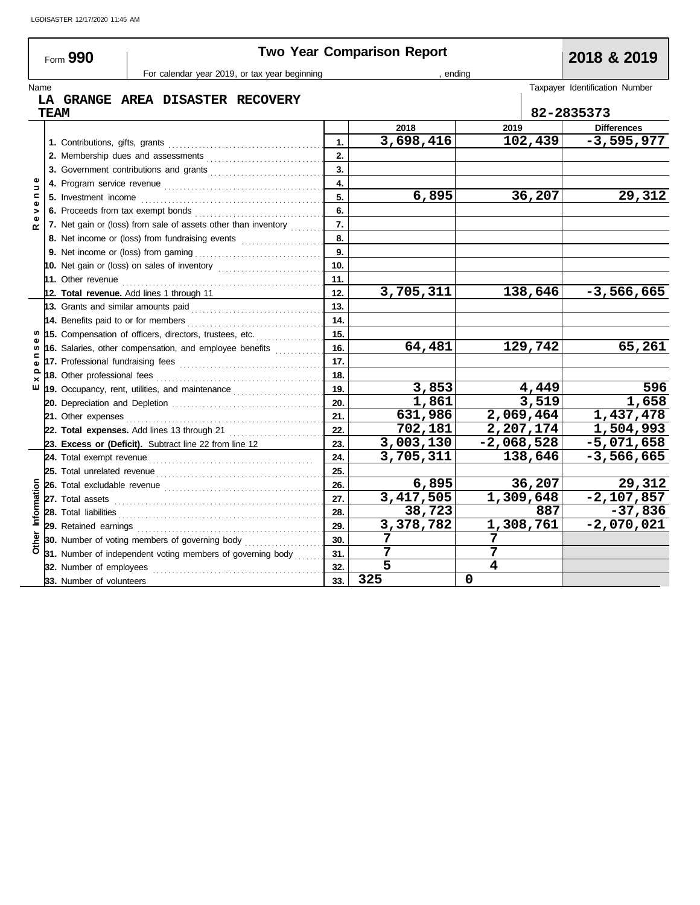LGDISASTER 12/17/2020 11:45 AM

# Form 990 — Two Year Comparison Report — 2018 & 2019

For calendar year 2019, or tax year beginning , ending

Name: **LA GRANGE AREA DISASTER RECOVERY TEAM**

Taxpayer Identification Number: **82-2835373**

| Section | Line | | 2018 | 2019 | Differences |
|---|---|---|---|---|---|
| Revenue | 1. Contributions, gifts, grants | 1. | 3,698,416 | 102,439 | -3,595,977 |
| | 2. Membership dues and assessments | 2. | | | |
| | 3. Government contributions and grants | 3. | | | |
| | 4. Program service revenue | 4. | | | |
| | 5. Investment income | 5. | 6,895 | 36,207 | 29,312 |
| | 6. Proceeds from tax exempt bonds | 6. | | | |
| | 7. Net gain or (loss) from sale of assets other than inventory | 7. | | | |
| | 8. Net income or (loss) from fundraising events | 8. | | | |
| | 9. Net income or (loss) from gaming | 9. | | | |
| | 10. Net gain or (loss) on sales of inventory | 10. | | | |
| | 11. Other revenue | 11. | | | |
| | 12. **Total revenue.** Add lines 1 through 11 | 12. | 3,705,311 | 138,646 | -3,566,665 |
| Expenses | 13. Grants and similar amounts paid | 13. | | | |
| | 14. Benefits paid to or for members | 14. | | | |
| | 15. Compensation of officers, directors, trustees, etc. | 15. | | | |
| | 16. Salaries, other compensation, and employee benefits | 16. | 64,481 | 129,742 | 65,261 |
| | 17. Professional fundraising fees | 17. | | | |
| | 18. Other professional fees | 18. | | | |
| | 19. Occupancy, rent, utilities, and maintenance | 19. | 3,853 | 4,449 | 596 |
| | 20. Depreciation and Depletion | 20. | 1,861 | 3,519 | 1,658 |
| | 21. Other expenses | 21. | 631,986 | 2,069,464 | 1,437,478 |
| | 22. **Total expenses.** Add lines 13 through 21 | 22. | 702,181 | 2,207,174 | 1,504,993 |
| | 23. **Excess or (Deficit).** Subtract line 22 from line 12 | 23. | 3,003,130 | -2,068,528 | -5,071,658 |
| Other Information | 24. Total exempt revenue | 24. | 3,705,311 | 138,646 | -3,566,665 |
| | 25. Total unrelated revenue | 25. | | | |
| | 26. Total excludable revenue | 26. | 6,895 | 36,207 | 29,312 |
| | 27. Total assets | 27. | 3,417,505 | 1,309,648 | -2,107,857 |
| | 28. Total liabilities | 28. | 38,723 | 887 | -37,836 |
| | 29. Retained earnings | 29. | 3,378,782 | 1,308,761 | -2,070,021 |
| | 30. Number of voting members of governing body | 30. | 7 | 7 | |
| | 31. Number of independent voting members of governing body | 31. | 7 | 7 | |
| | 32. Number of employees | 32. | 5 | 4 | |
| | 33. Number of volunteers | 33. | 325 | 0 | |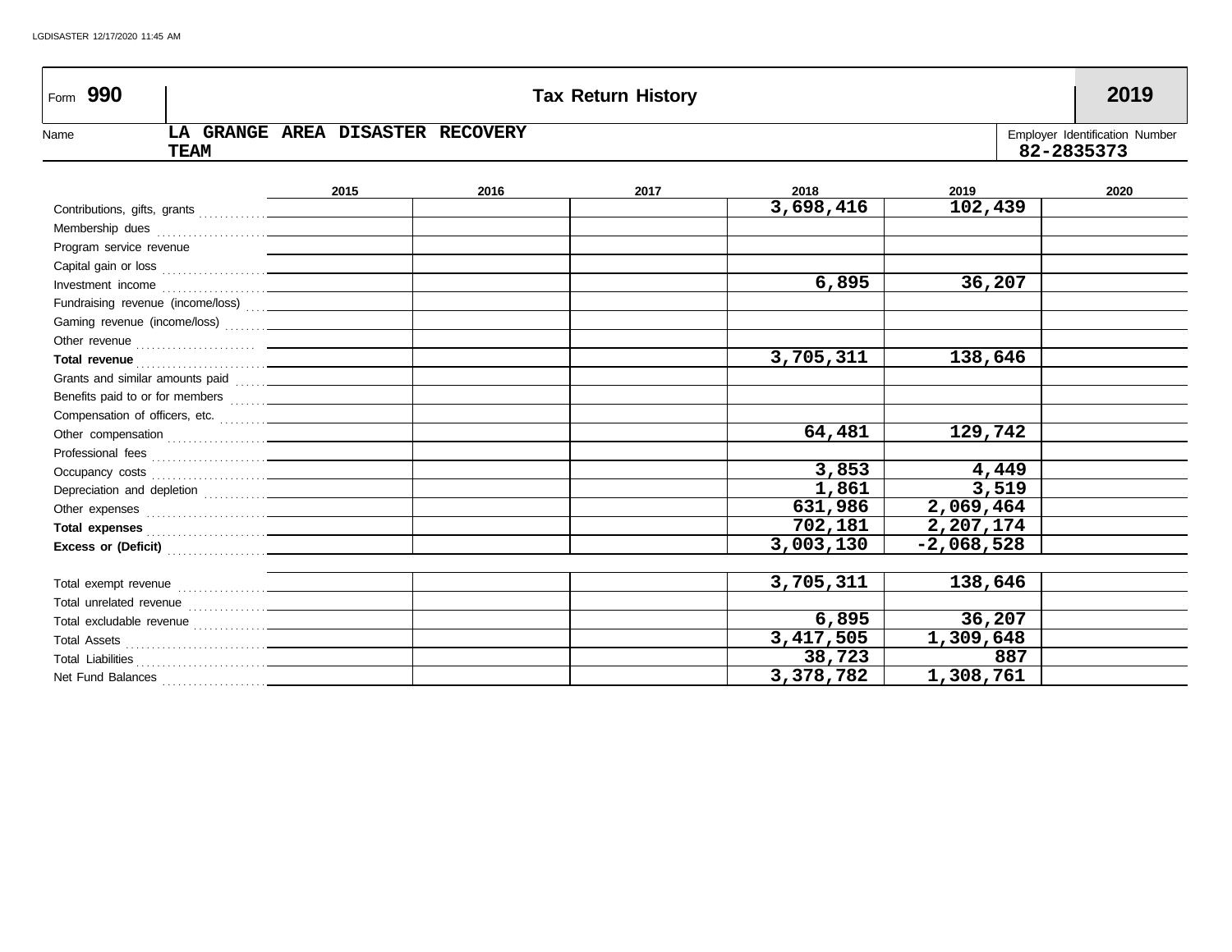Form **990** **Tax Return History** **2019**

Name: **LA GRANGE AREA DISASTER RECOVERY TEAM**

Employer Identification Number: **82-2835373**

| | 2015 | 2016 | 2017 | 2018 | 2019 | 2020 |
|---|---|---|---|---|---|---|
| Contributions, gifts, grants | | | | 3,698,416 | 102,439 | |
| Membership dues | | | | | | |
| Program service revenue | | | | | | |
| Capital gain or loss | | | | | | |
| Investment income | | | | 6,895 | 36,207 | |
| Fundraising revenue (income/loss) | | | | | | |
| Gaming revenue (income/loss) | | | | | | |
| Other revenue | | | | | | |
| **Total revenue** | | | | 3,705,311 | 138,646 | |
| Grants and similar amounts paid | | | | | | |
| Benefits paid to or for members | | | | | | |
| Compensation of officers, etc. | | | | | | |
| Other compensation | | | | 64,481 | 129,742 | |
| Professional fees | | | | | | |
| Occupancy costs | | | | 3,853 | 4,449 | |
| Depreciation and depletion | | | | 1,861 | 3,519 | |
| Other expenses | | | | 631,986 | 2,069,464 | |
| **Total expenses** | | | | 702,181 | 2,207,174 | |
| **Excess or (Deficit)** | | | | 3,003,130 | -2,068,528 | |
| | | | | | | |
| Total exempt revenue | | | | 3,705,311 | 138,646 | |
| Total unrelated revenue | | | | | | |
| Total excludable revenue | | | | 6,895 | 36,207 | |
| Total Assets | | | | 3,417,505 | 1,309,648 | |
| Total Liabilities | | | | 38,723 | 887 | |
| Net Fund Balances | | | | 3,378,782 | 1,308,761 | |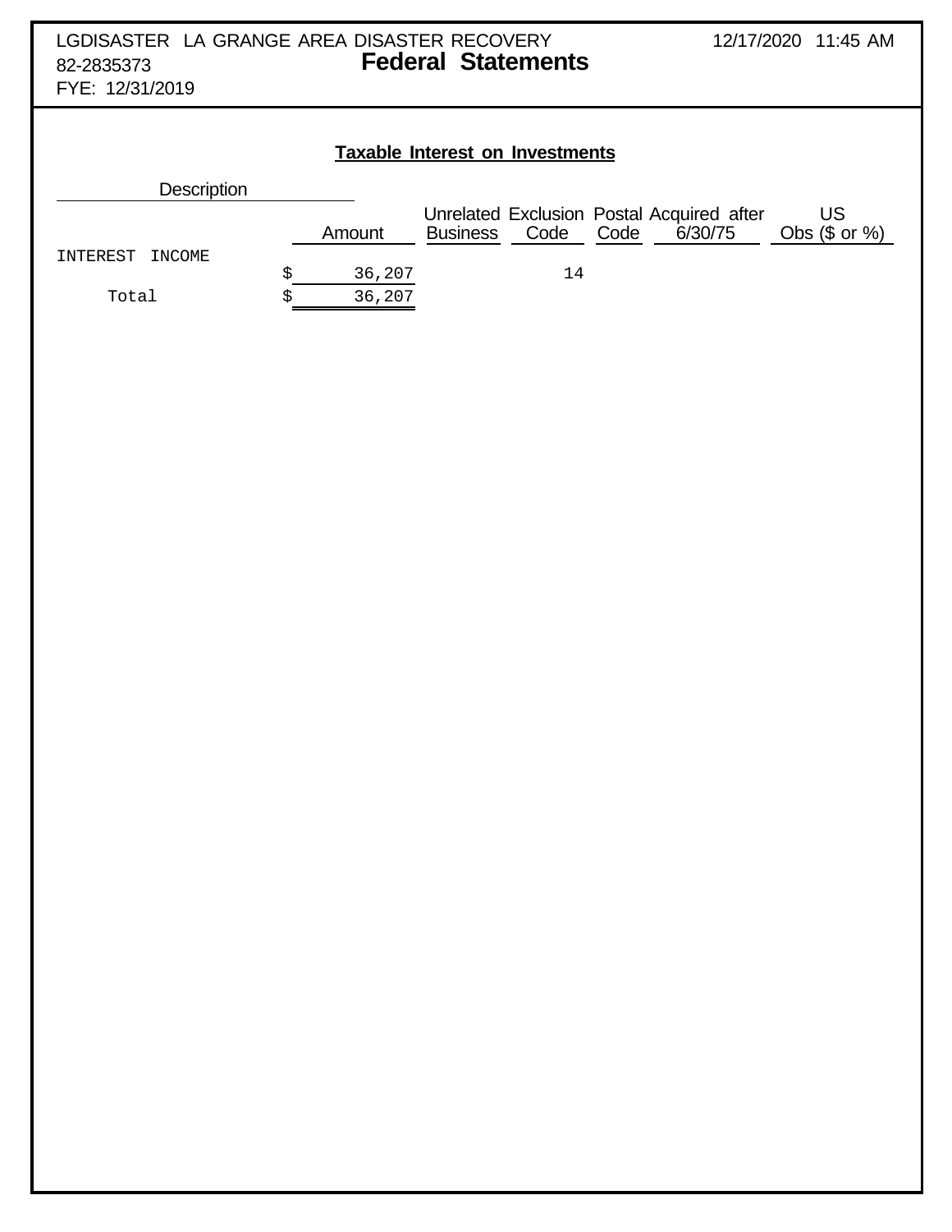LGDISASTER LA GRANGE AREA DISASTER RECOVERY
82-2835373
FYE: 12/31/2019

12/17/2020 11:45 AM

# Federal Statements

## Taxable Interest on Investments

| Description | Amount | Unrelated Business | Exclusion Code | Postal Code | Acquired after 6/30/75 | US Obs ($ or %) |
|---|---|---|---|---|---|---|
| INTEREST INCOME | $ 36,207 | | 14 | | | |
| Total | $ 36,207 | | | | | |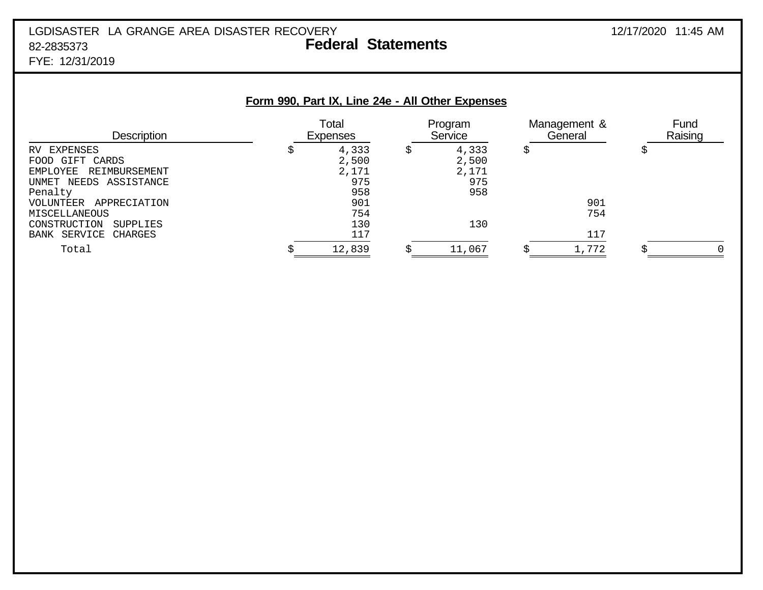LGDISASTER LA GRANGE AREA DISASTER RECOVERY
82-2835373
FYE: 12/31/2019

## Federal Statements

### Form 990, Part IX, Line 24e - All Other Expenses

| Description | Total Expenses | Program Service | Management & General | Fund Raising |
|---|---|---|---|---|
| RV EXPENSES | $ 4,333 | $ 4,333 | $ | $ |
| FOOD GIFT CARDS | 2,500 | 2,500 | | |
| EMPLOYEE REIMBURSEMENT | 2,171 | 2,171 | | |
| UNMET NEEDS ASSISTANCE | 975 | 975 | | |
| Penalty | 958 | 958 | | |
| VOLUNTEER APPRECIATION | 901 | | 901 | |
| MISCELLANEOUS | 754 | | 754 | |
| CONSTRUCTION SUPPLIES | 130 | 130 | | |
| BANK SERVICE CHARGES | 117 | | 117 | |
| Total | $ 12,839 | $ 11,067 | $ 1,772 | $ 0 |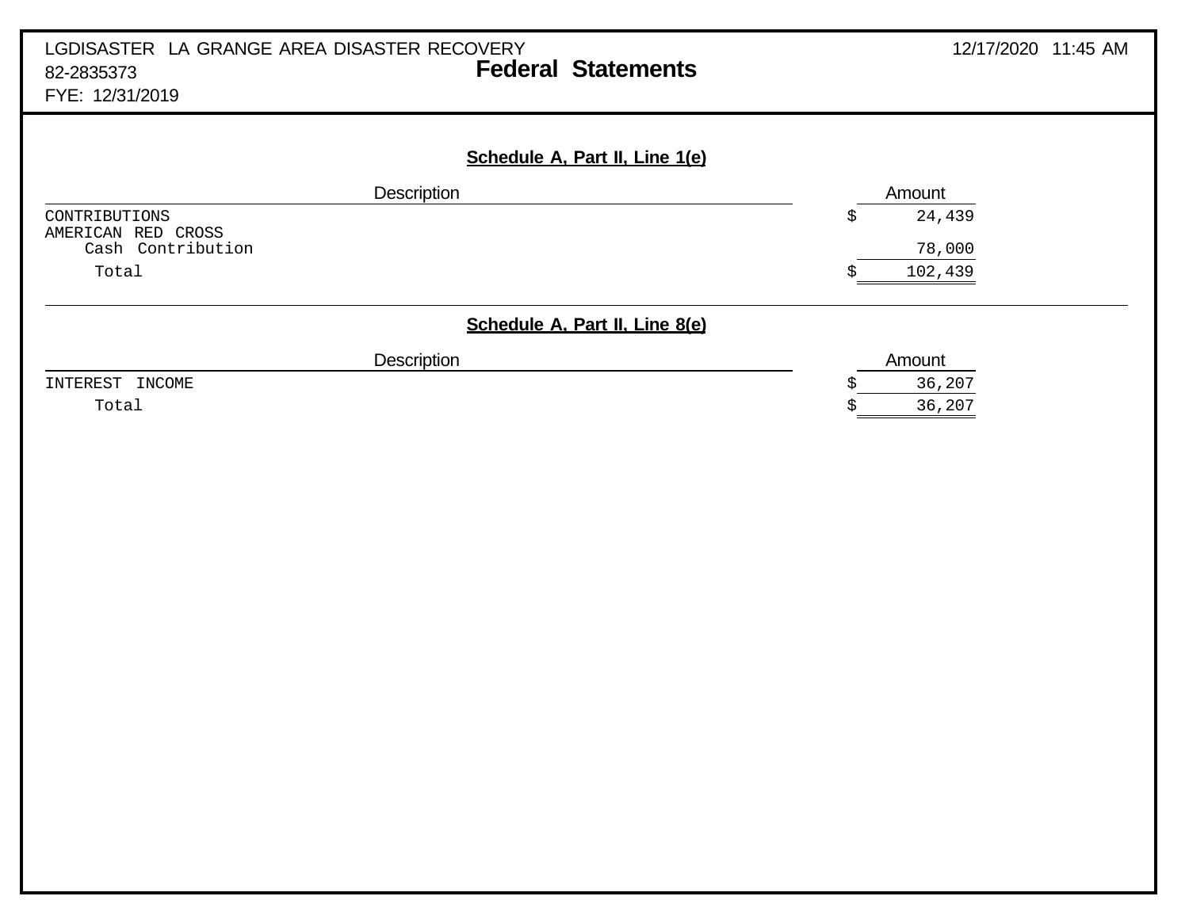LGDISASTER LA GRANGE AREA DISASTER RECOVERY
82-2835373
FYE: 12/31/2019

12/17/2020 11:45 AM

# Federal Statements

## Schedule A, Part II, Line 1(e)

| Description | Amount |
| --- | --- |
| CONTRIBUTIONS | $ 24,439 |
| AMERICAN RED CROSS | |
| Cash Contribution | 78,000 |
| Total | $ 102,439 |

## Schedule A, Part II, Line 8(e)

| Description | Amount |
| --- | --- |
| INTEREST INCOME | $ 36,207 |
| Total | $ 36,207 |